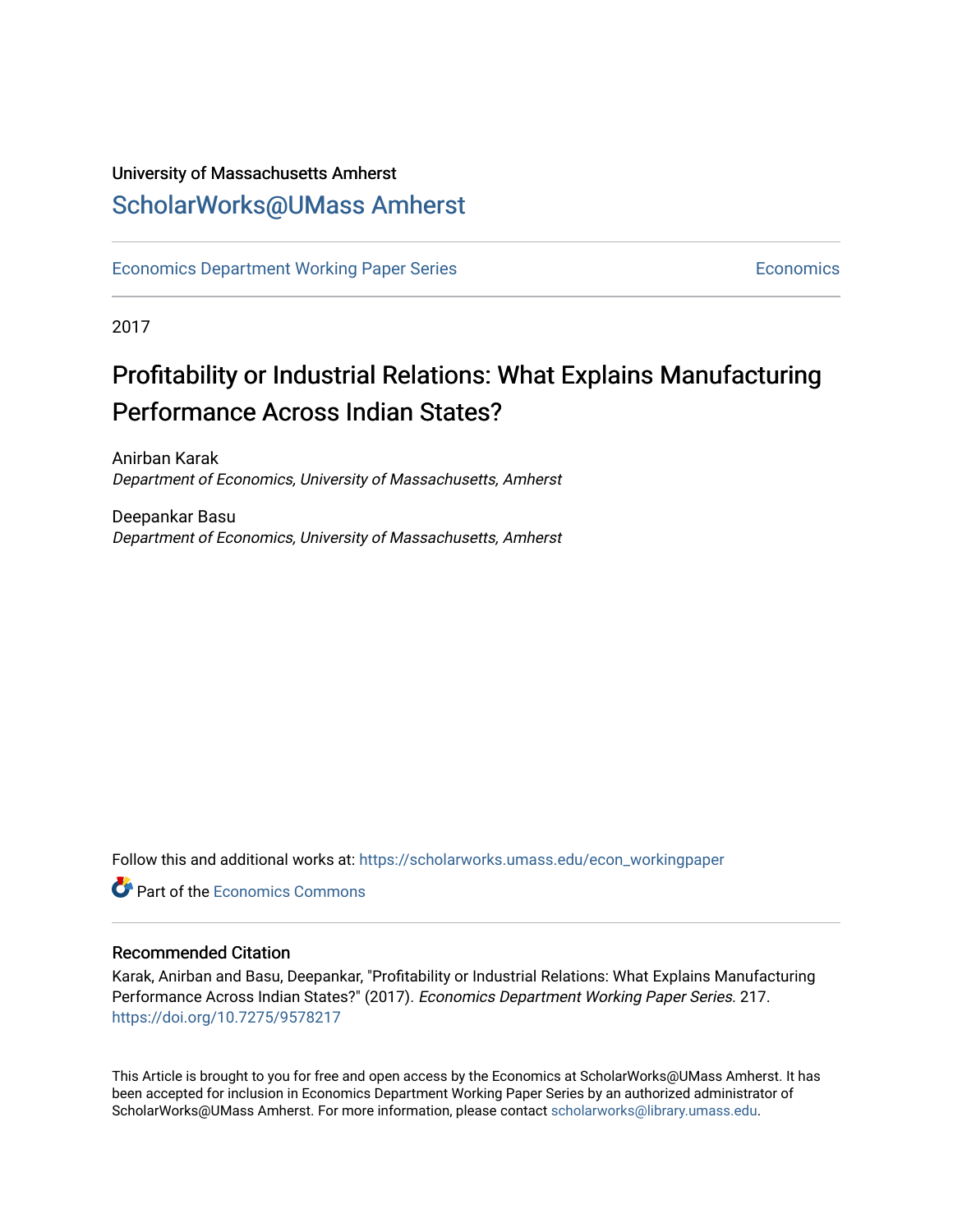University of Massachusetts Amherst

ScholarWorks@UMass Amherst

Economics Department Working Paper Series | Economics

2017

# Profitability or Industrial Relations: What Explains Manufacturing Performance Across Indian States?

Anirban Karak
*Department of Economics, University of Massachusetts, Amherst*

Deepankar Basu
*Department of Economics, University of Massachusetts, Amherst*

Follow this and additional works at: https://scholarworks.umass.edu/econ_workingpaper

Part of the Economics Commons

## Recommended Citation

Karak, Anirban and Basu, Deepankar, "Profitability or Industrial Relations: What Explains Manufacturing Performance Across Indian States?" (2017). *Economics Department Working Paper Series*. 217.
https://doi.org/10.7275/9578217

This Article is brought to you for free and open access by the Economics at ScholarWorks@UMass Amherst. It has been accepted for inclusion in Economics Department Working Paper Series by an authorized administrator of ScholarWorks@UMass Amherst. For more information, please contact scholarworks@library.umass.edu.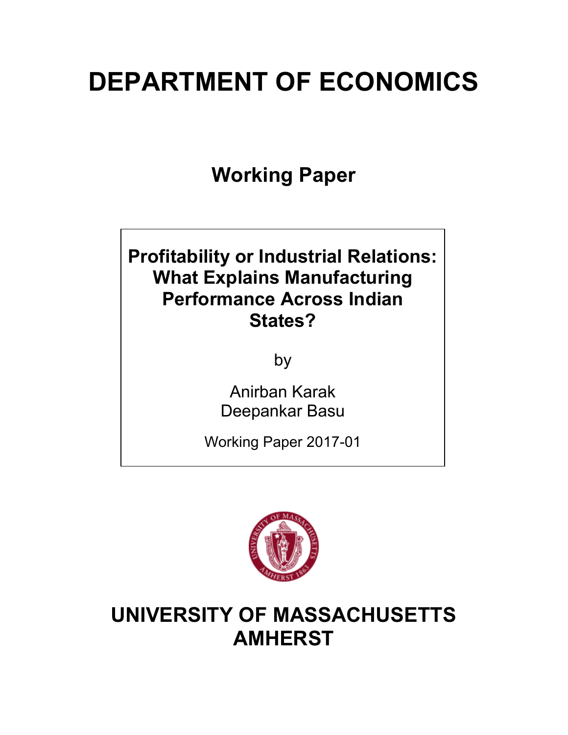# DEPARTMENT OF ECONOMICS

## Working Paper

**Profitability or Industrial Relations: What Explains Manufacturing Performance Across Indian States?**

by

Anirban Karak
Deepankar Basu

Working Paper 2017-01

# UNIVERSITY OF MASSACHUSETTS AMHERST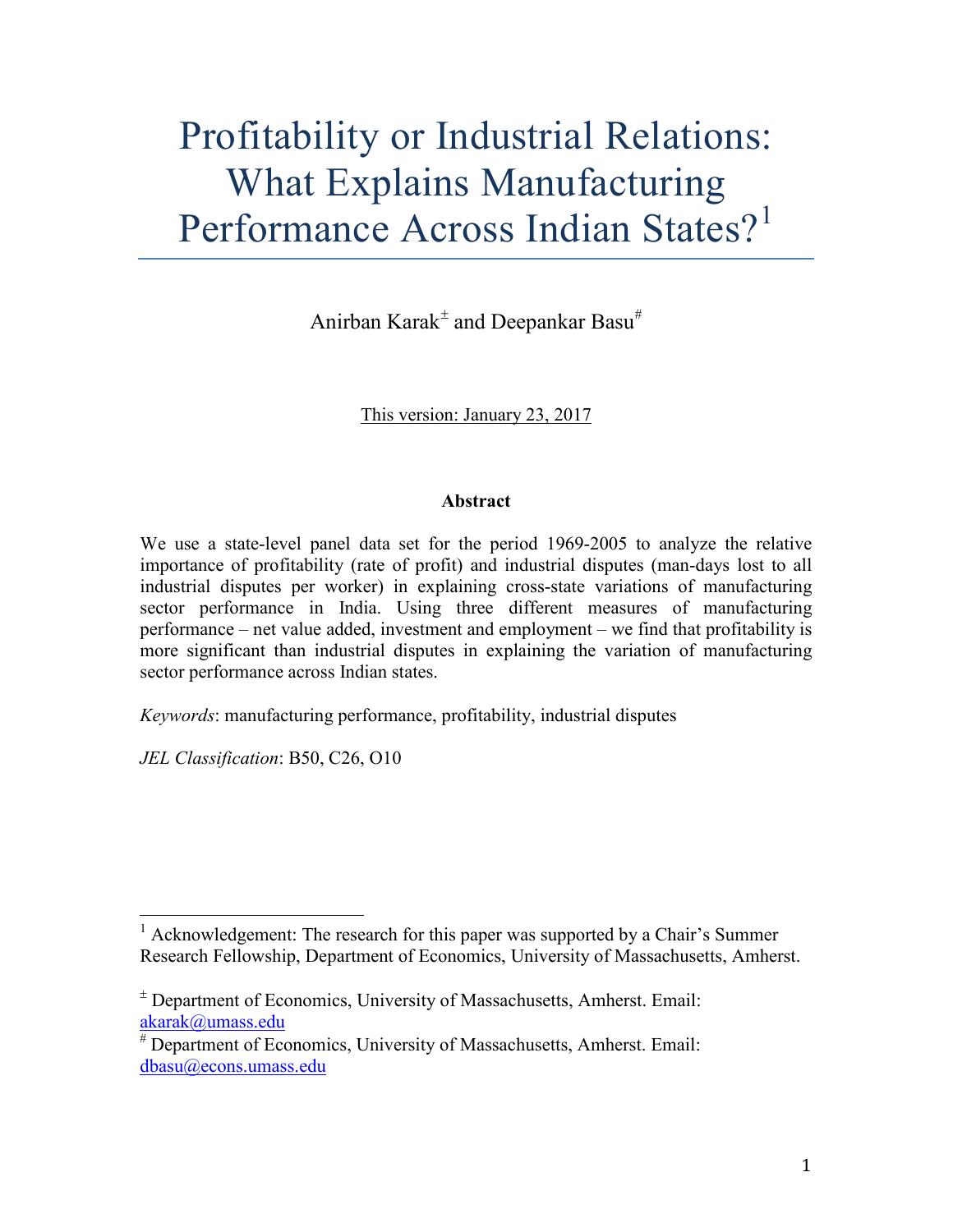# Profitability or Industrial Relations: What Explains Manufacturing Performance Across Indian States?[1]

Anirban Karak[±] and Deepankar Basu[#]

This version: January 23, 2017

**Abstract**

We use a state-level panel data set for the period 1969-2005 to analyze the relative importance of profitability (rate of profit) and industrial disputes (man-days lost to all industrial disputes per worker) in explaining cross-state variations of manufacturing sector performance in India. Using three different measures of manufacturing performance – net value added, investment and employment – we find that profitability is more significant than industrial disputes in explaining the variation of manufacturing sector performance across Indian states.

*Keywords*: manufacturing performance, profitability, industrial disputes

*JEL Classification*: B50, C26, O10

---

[1] Acknowledgement: The research for this paper was supported by a Chair's Summer Research Fellowship, Department of Economics, University of Massachusetts, Amherst.

[±] Department of Economics, University of Massachusetts, Amherst. Email: akarak@umass.edu

[#] Department of Economics, University of Massachusetts, Amherst. Email: dbasu@econs.umass.edu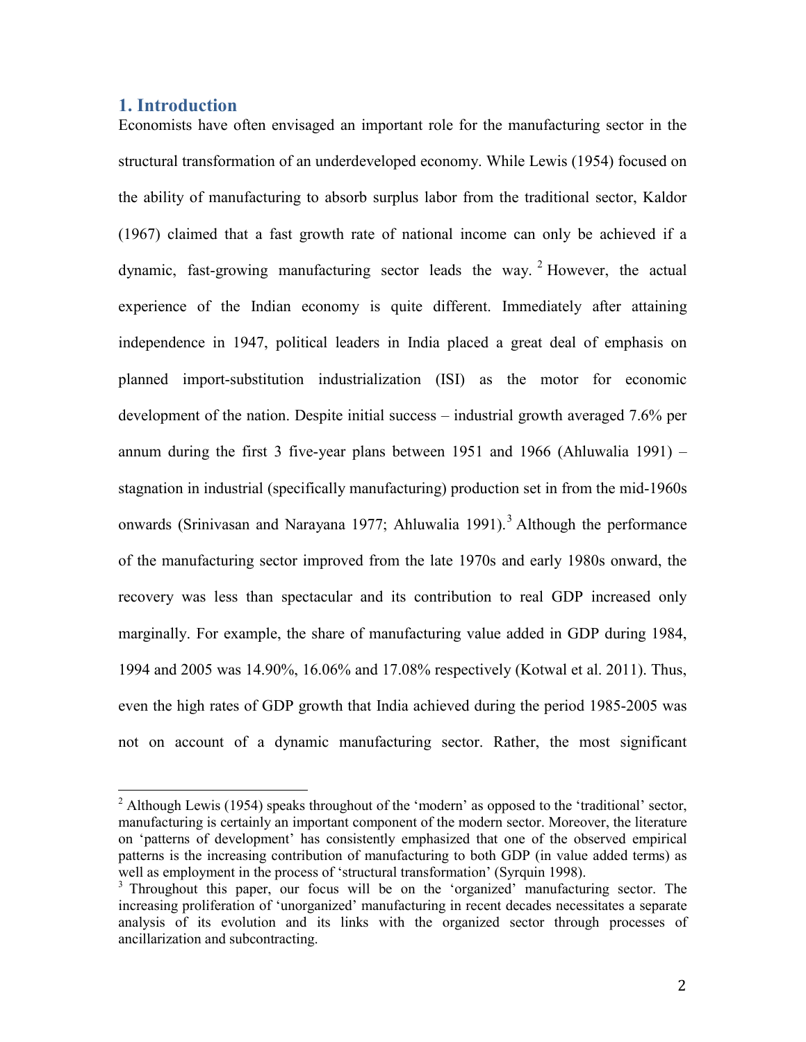## 1. Introduction

Economists have often envisaged an important role for the manufacturing sector in the structural transformation of an underdeveloped economy. While Lewis (1954) focused on the ability of manufacturing to absorb surplus labor from the traditional sector, Kaldor (1967) claimed that a fast growth rate of national income can only be achieved if a dynamic, fast-growing manufacturing sector leads the way.[2] However, the actual experience of the Indian economy is quite different. Immediately after attaining independence in 1947, political leaders in India placed a great deal of emphasis on planned import-substitution industrialization (ISI) as the motor for economic development of the nation. Despite initial success – industrial growth averaged 7.6% per annum during the first 3 five-year plans between 1951 and 1966 (Ahluwalia 1991) – stagnation in industrial (specifically manufacturing) production set in from the mid-1960s onwards (Srinivasan and Narayana 1977; Ahluwalia 1991).[3] Although the performance of the manufacturing sector improved from the late 1970s and early 1980s onward, the recovery was less than spectacular and its contribution to real GDP increased only marginally. For example, the share of manufacturing value added in GDP during 1984, 1994 and 2005 was 14.90%, 16.06% and 17.08% respectively (Kotwal et al. 2011). Thus, even the high rates of GDP growth that India achieved during the period 1985-2005 was not on account of a dynamic manufacturing sector. Rather, the most significant

[2] Although Lewis (1954) speaks throughout of the 'modern' as opposed to the 'traditional' sector, manufacturing is certainly an important component of the modern sector. Moreover, the literature on 'patterns of development' has consistently emphasized that one of the observed empirical patterns is the increasing contribution of manufacturing to both GDP (in value added terms) as well as employment in the process of 'structural transformation' (Syrquin 1998).

[3] Throughout this paper, our focus will be on the 'organized' manufacturing sector. The increasing proliferation of 'unorganized' manufacturing in recent decades necessitates a separate analysis of its evolution and its links with the organized sector through processes of ancillarization and subcontracting.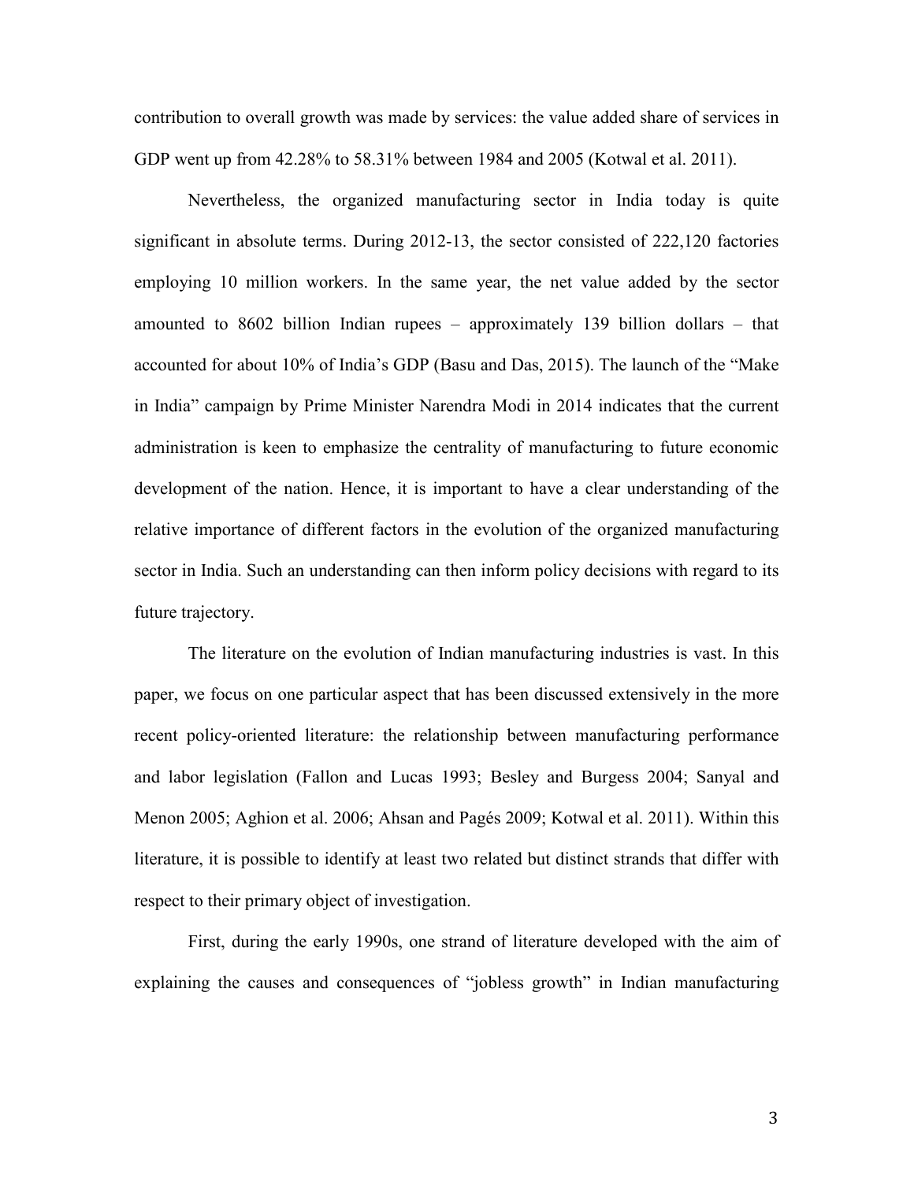contribution to overall growth was made by services: the value added share of services in GDP went up from 42.28% to 58.31% between 1984 and 2005 (Kotwal et al. 2011).

Nevertheless, the organized manufacturing sector in India today is quite significant in absolute terms. During 2012-13, the sector consisted of 222,120 factories employing 10 million workers. In the same year, the net value added by the sector amounted to 8602 billion Indian rupees – approximately 139 billion dollars – that accounted for about 10% of India's GDP (Basu and Das, 2015). The launch of the "Make in India" campaign by Prime Minister Narendra Modi in 2014 indicates that the current administration is keen to emphasize the centrality of manufacturing to future economic development of the nation. Hence, it is important to have a clear understanding of the relative importance of different factors in the evolution of the organized manufacturing sector in India. Such an understanding can then inform policy decisions with regard to its future trajectory.

The literature on the evolution of Indian manufacturing industries is vast. In this paper, we focus on one particular aspect that has been discussed extensively in the more recent policy-oriented literature: the relationship between manufacturing performance and labor legislation (Fallon and Lucas 1993; Besley and Burgess 2004; Sanyal and Menon 2005; Aghion et al. 2006; Ahsan and Pagés 2009; Kotwal et al. 2011). Within this literature, it is possible to identify at least two related but distinct strands that differ with respect to their primary object of investigation.

First, during the early 1990s, one strand of literature developed with the aim of explaining the causes and consequences of "jobless growth" in Indian manufacturing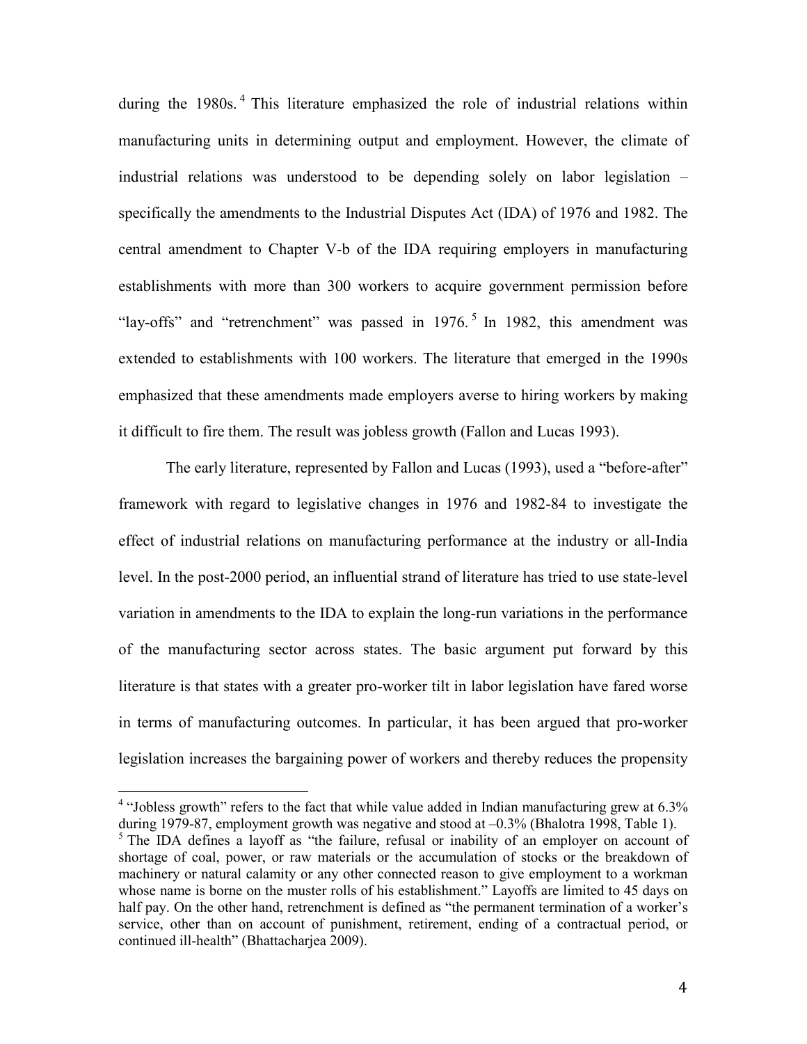during the 1980s.[4] This literature emphasized the role of industrial relations within manufacturing units in determining output and employment. However, the climate of industrial relations was understood to be depending solely on labor legislation – specifically the amendments to the Industrial Disputes Act (IDA) of 1976 and 1982. The central amendment to Chapter V-b of the IDA requiring employers in manufacturing establishments with more than 300 workers to acquire government permission before "lay-offs" and "retrenchment" was passed in 1976.[5] In 1982, this amendment was extended to establishments with 100 workers. The literature that emerged in the 1990s emphasized that these amendments made employers averse to hiring workers by making it difficult to fire them. The result was jobless growth (Fallon and Lucas 1993).

The early literature, represented by Fallon and Lucas (1993), used a "before-after" framework with regard to legislative changes in 1976 and 1982-84 to investigate the effect of industrial relations on manufacturing performance at the industry or all-India level. In the post-2000 period, an influential strand of literature has tried to use state-level variation in amendments to the IDA to explain the long-run variations in the performance of the manufacturing sector across states. The basic argument put forward by this literature is that states with a greater pro-worker tilt in labor legislation have fared worse in terms of manufacturing outcomes. In particular, it has been argued that pro-worker legislation increases the bargaining power of workers and thereby reduces the propensity

---

[4] "Jobless growth" refers to the fact that while value added in Indian manufacturing grew at 6.3% during 1979-87, employment growth was negative and stood at –0.3% (Bhalotra 1998, Table 1).

[5] The IDA defines a layoff as "the failure, refusal or inability of an employer on account of shortage of coal, power, or raw materials or the accumulation of stocks or the breakdown of machinery or natural calamity or any other connected reason to give employment to a workman whose name is borne on the muster rolls of his establishment." Layoffs are limited to 45 days on half pay. On the other hand, retrenchment is defined as "the permanent termination of a worker's service, other than on account of punishment, retirement, ending of a contractual period, or continued ill-health" (Bhattacharjea 2009).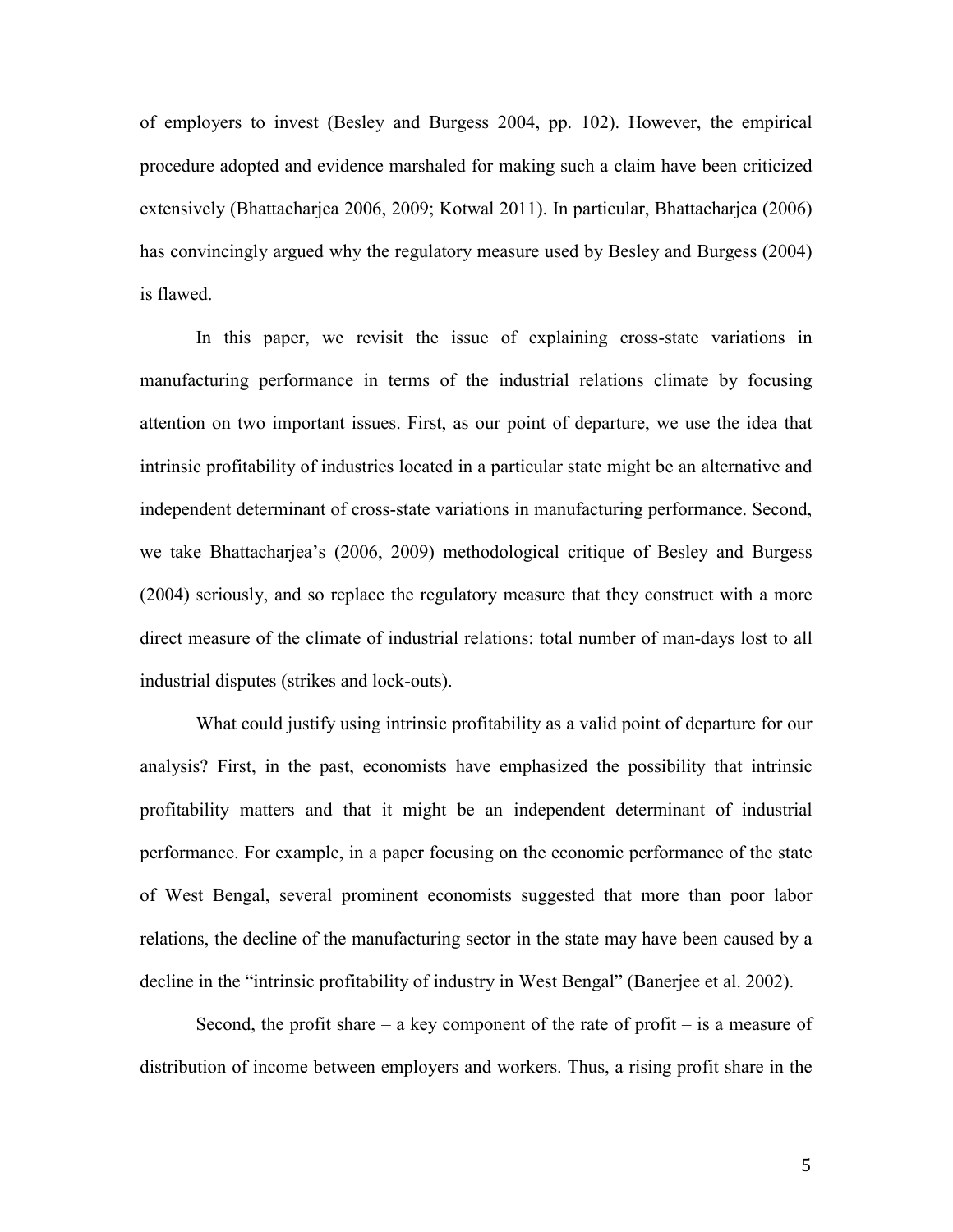of employers to invest (Besley and Burgess 2004, pp. 102). However, the empirical procedure adopted and evidence marshaled for making such a claim have been criticized extensively (Bhattacharjea 2006, 2009; Kotwal 2011). In particular, Bhattacharjea (2006) has convincingly argued why the regulatory measure used by Besley and Burgess (2004) is flawed.

In this paper, we revisit the issue of explaining cross-state variations in manufacturing performance in terms of the industrial relations climate by focusing attention on two important issues. First, as our point of departure, we use the idea that intrinsic profitability of industries located in a particular state might be an alternative and independent determinant of cross-state variations in manufacturing performance. Second, we take Bhattacharjea's (2006, 2009) methodological critique of Besley and Burgess (2004) seriously, and so replace the regulatory measure that they construct with a more direct measure of the climate of industrial relations: total number of man-days lost to all industrial disputes (strikes and lock-outs).

What could justify using intrinsic profitability as a valid point of departure for our analysis? First, in the past, economists have emphasized the possibility that intrinsic profitability matters and that it might be an independent determinant of industrial performance. For example, in a paper focusing on the economic performance of the state of West Bengal, several prominent economists suggested that more than poor labor relations, the decline of the manufacturing sector in the state may have been caused by a decline in the "intrinsic profitability of industry in West Bengal" (Banerjee et al. 2002).

Second, the profit share – a key component of the rate of profit – is a measure of distribution of income between employers and workers. Thus, a rising profit share in the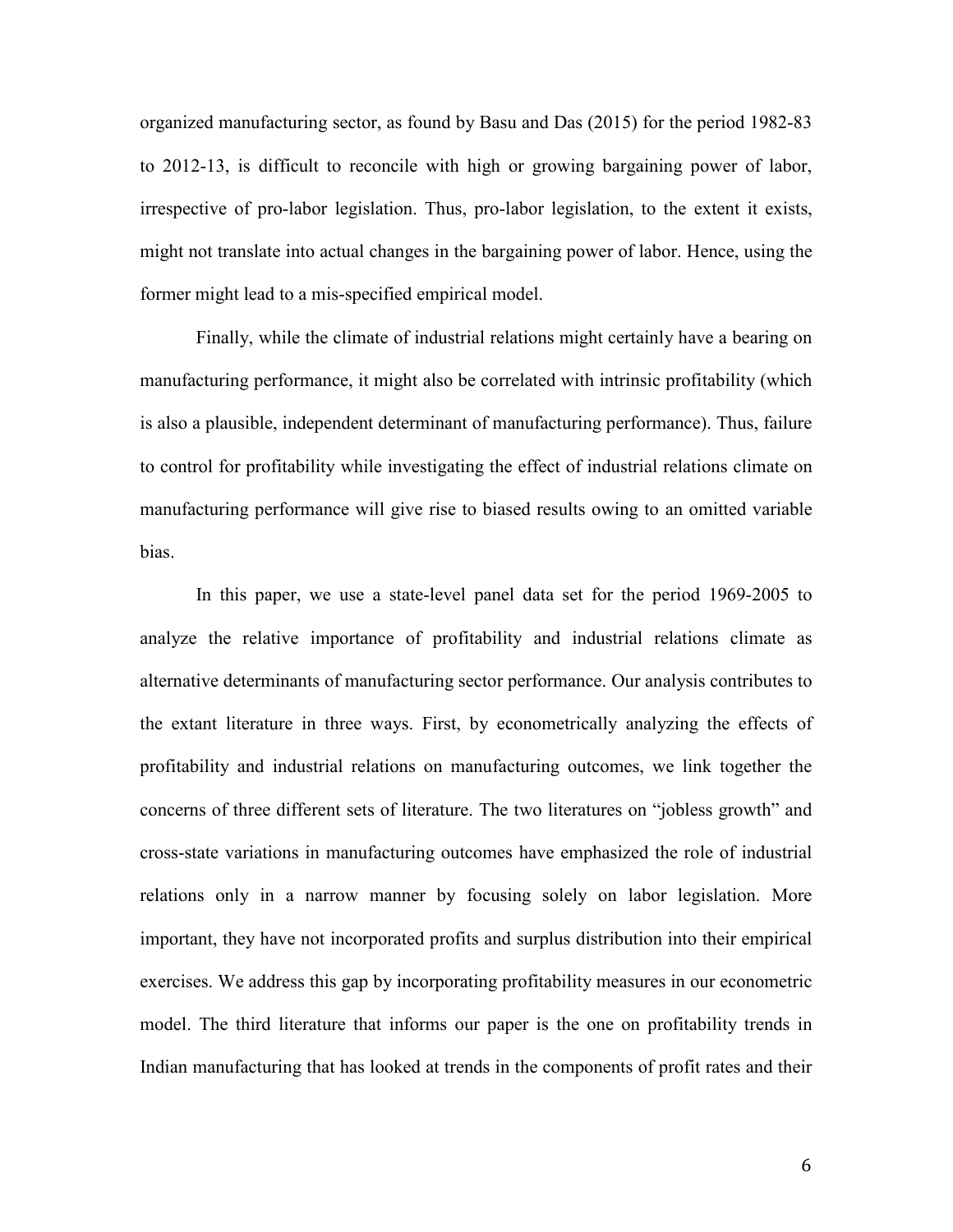organized manufacturing sector, as found by Basu and Das (2015) for the period 1982-83 to 2012-13, is difficult to reconcile with high or growing bargaining power of labor, irrespective of pro-labor legislation. Thus, pro-labor legislation, to the extent it exists, might not translate into actual changes in the bargaining power of labor. Hence, using the former might lead to a mis-specified empirical model.

Finally, while the climate of industrial relations might certainly have a bearing on manufacturing performance, it might also be correlated with intrinsic profitability (which is also a plausible, independent determinant of manufacturing performance). Thus, failure to control for profitability while investigating the effect of industrial relations climate on manufacturing performance will give rise to biased results owing to an omitted variable bias.

In this paper, we use a state-level panel data set for the period 1969-2005 to analyze the relative importance of profitability and industrial relations climate as alternative determinants of manufacturing sector performance. Our analysis contributes to the extant literature in three ways. First, by econometrically analyzing the effects of profitability and industrial relations on manufacturing outcomes, we link together the concerns of three different sets of literature. The two literatures on "jobless growth" and cross-state variations in manufacturing outcomes have emphasized the role of industrial relations only in a narrow manner by focusing solely on labor legislation. More important, they have not incorporated profits and surplus distribution into their empirical exercises. We address this gap by incorporating profitability measures in our econometric model. The third literature that informs our paper is the one on profitability trends in Indian manufacturing that has looked at trends in the components of profit rates and their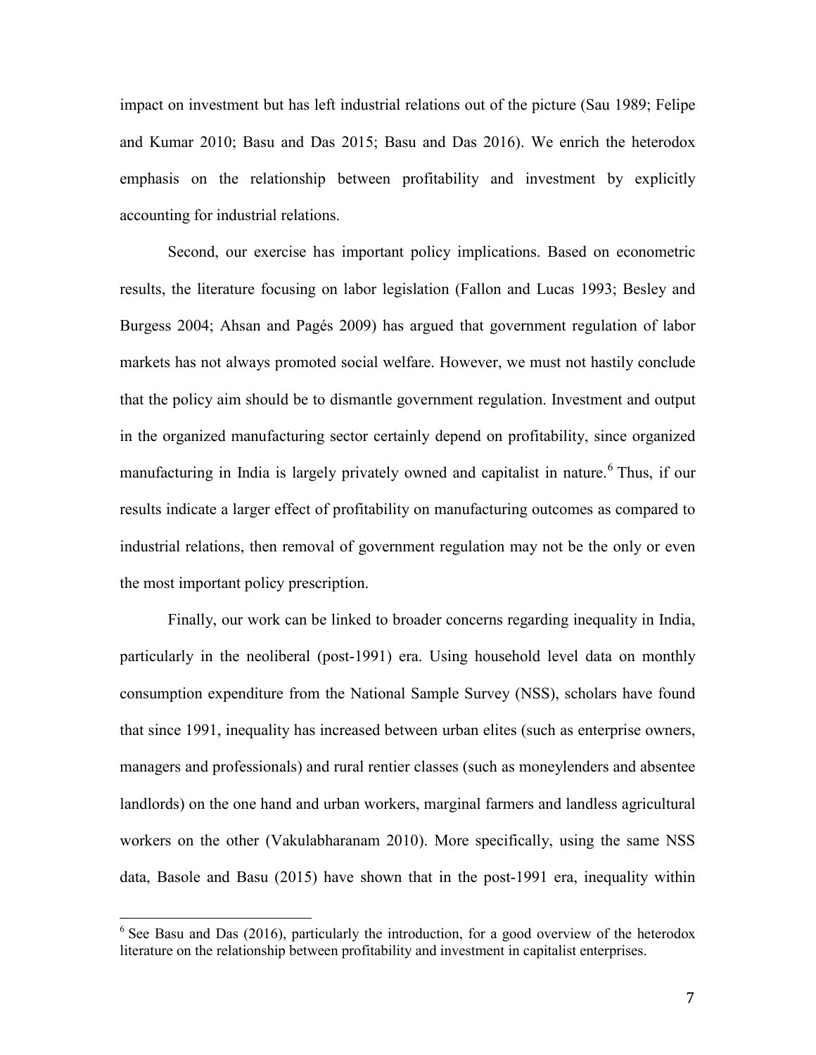impact on investment but has left industrial relations out of the picture (Sau 1989; Felipe and Kumar 2010; Basu and Das 2015; Basu and Das 2016). We enrich the heterodox emphasis on the relationship between profitability and investment by explicitly accounting for industrial relations.

Second, our exercise has important policy implications. Based on econometric results, the literature focusing on labor legislation (Fallon and Lucas 1993; Besley and Burgess 2004; Ahsan and Pagés 2009) has argued that government regulation of labor markets has not always promoted social welfare. However, we must not hastily conclude that the policy aim should be to dismantle government regulation. Investment and output in the organized manufacturing sector certainly depend on profitability, since organized manufacturing in India is largely privately owned and capitalist in nature.[6] Thus, if our results indicate a larger effect of profitability on manufacturing outcomes as compared to industrial relations, then removal of government regulation may not be the only or even the most important policy prescription.

Finally, our work can be linked to broader concerns regarding inequality in India, particularly in the neoliberal (post-1991) era. Using household level data on monthly consumption expenditure from the National Sample Survey (NSS), scholars have found that since 1991, inequality has increased between urban elites (such as enterprise owners, managers and professionals) and rural rentier classes (such as moneylenders and absentee landlords) on the one hand and urban workers, marginal farmers and landless agricultural workers on the other (Vakulabharanam 2010). More specifically, using the same NSS data, Basole and Basu (2015) have shown that in the post-1991 era, inequality within

[6] See Basu and Das (2016), particularly the introduction, for a good overview of the heterodox literature on the relationship between profitability and investment in capitalist enterprises.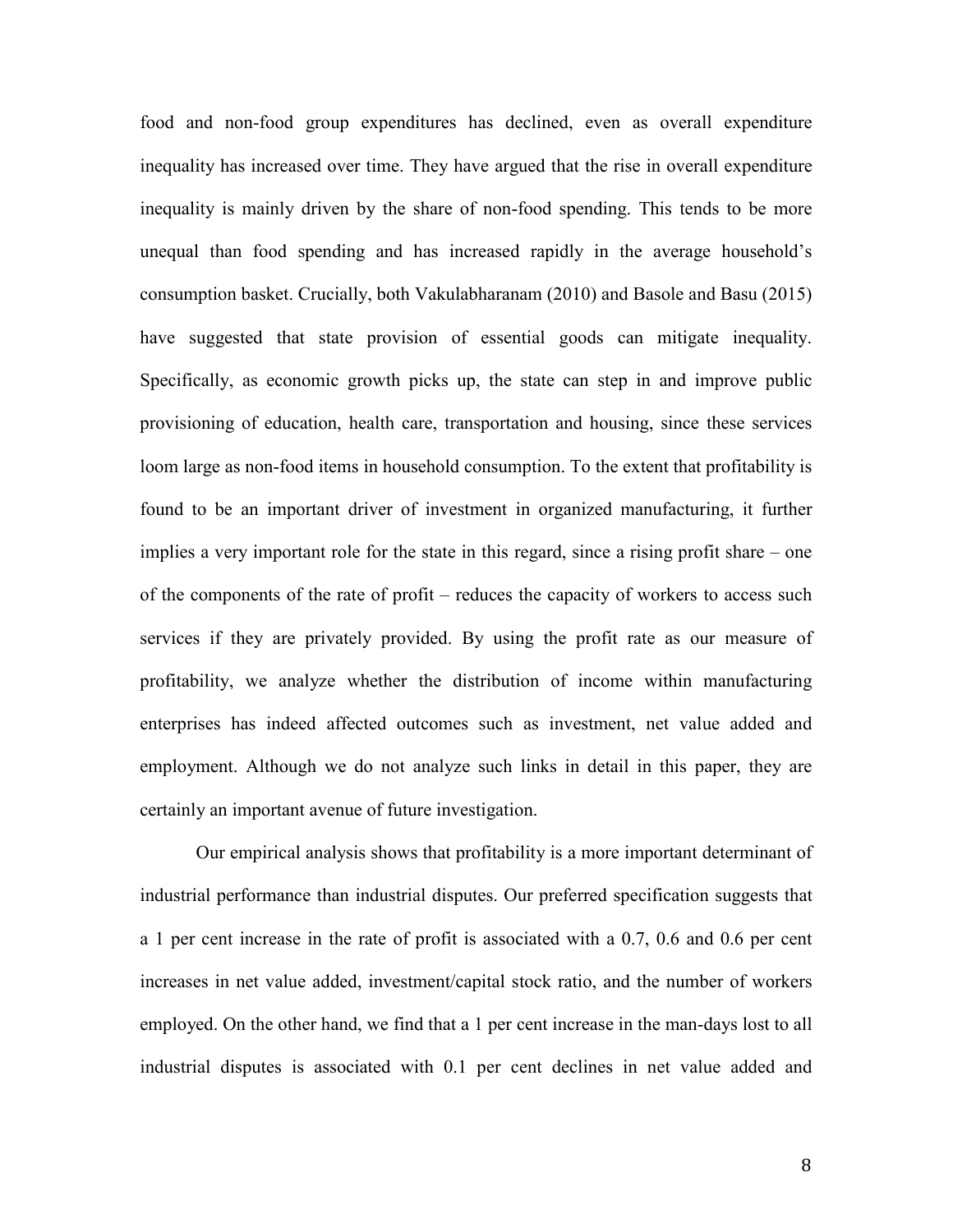food and non-food group expenditures has declined, even as overall expenditure inequality has increased over time. They have argued that the rise in overall expenditure inequality is mainly driven by the share of non-food spending. This tends to be more unequal than food spending and has increased rapidly in the average household's consumption basket. Crucially, both Vakulabharanam (2010) and Basole and Basu (2015) have suggested that state provision of essential goods can mitigate inequality. Specifically, as economic growth picks up, the state can step in and improve public provisioning of education, health care, transportation and housing, since these services loom large as non-food items in household consumption. To the extent that profitability is found to be an important driver of investment in organized manufacturing, it further implies a very important role for the state in this regard, since a rising profit share – one of the components of the rate of profit – reduces the capacity of workers to access such services if they are privately provided. By using the profit rate as our measure of profitability, we analyze whether the distribution of income within manufacturing enterprises has indeed affected outcomes such as investment, net value added and employment. Although we do not analyze such links in detail in this paper, they are certainly an important avenue of future investigation.

Our empirical analysis shows that profitability is a more important determinant of industrial performance than industrial disputes. Our preferred specification suggests that a 1 per cent increase in the rate of profit is associated with a 0.7, 0.6 and 0.6 per cent increases in net value added, investment/capital stock ratio, and the number of workers employed. On the other hand, we find that a 1 per cent increase in the man-days lost to all industrial disputes is associated with 0.1 per cent declines in net value added and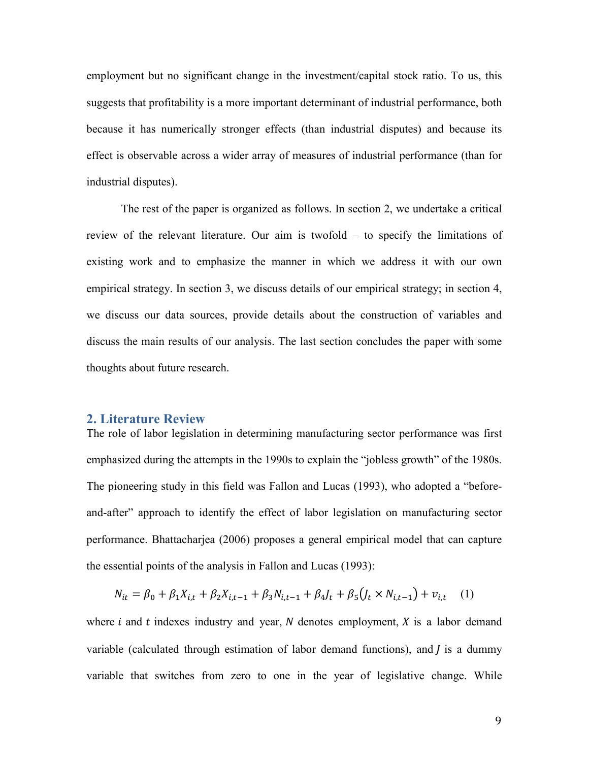employment but no significant change in the investment/capital stock ratio. To us, this suggests that profitability is a more important determinant of industrial performance, both because it has numerically stronger effects (than industrial disputes) and because its effect is observable across a wider array of measures of industrial performance (than for industrial disputes).

The rest of the paper is organized as follows. In section 2, we undertake a critical review of the relevant literature. Our aim is twofold – to specify the limitations of existing work and to emphasize the manner in which we address it with our own empirical strategy. In section 3, we discuss details of our empirical strategy; in section 4, we discuss our data sources, provide details about the construction of variables and discuss the main results of our analysis. The last section concludes the paper with some thoughts about future research.

## 2. Literature Review

The role of labor legislation in determining manufacturing sector performance was first emphasized during the attempts in the 1990s to explain the "jobless growth" of the 1980s. The pioneering study in this field was Fallon and Lucas (1993), who adopted a "before-and-after" approach to identify the effect of labor legislation on manufacturing sector performance. Bhattacharjea (2006) proposes a general empirical model that can capture the essential points of the analysis in Fallon and Lucas (1993):

$$N_{it} = \beta_0 + \beta_1 X_{i,t} + \beta_2 X_{i,t-1} + \beta_3 N_{i,t-1} + \beta_4 J_t + \beta_5 (J_t \times N_{i,t-1}) + v_{i,t} \quad (1)$$

where $i$ and $t$ indexes industry and year, $N$ denotes employment, $X$ is a labor demand variable (calculated through estimation of labor demand functions), and $J$ is a dummy variable that switches from zero to one in the year of legislative change. While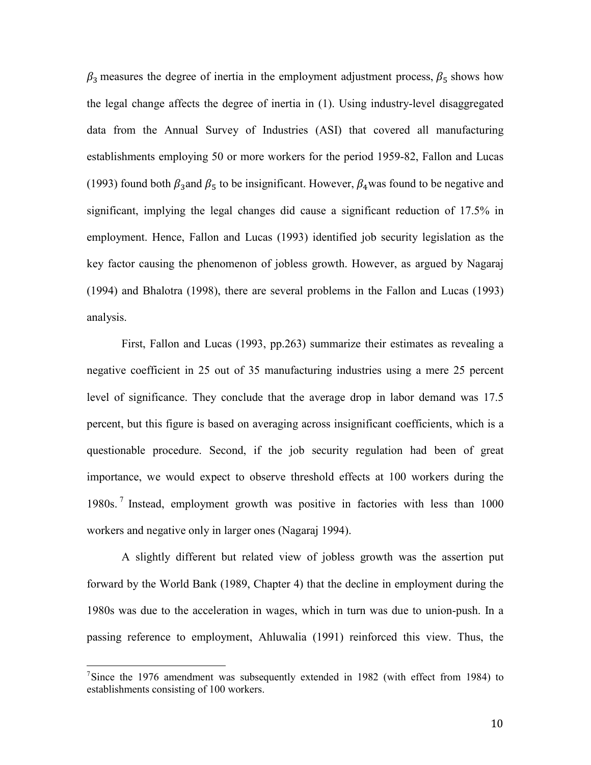$\beta_3$ measures the degree of inertia in the employment adjustment process, $\beta_5$ shows how the legal change affects the degree of inertia in (1). Using industry-level disaggregated data from the Annual Survey of Industries (ASI) that covered all manufacturing establishments employing 50 or more workers for the period 1959-82, Fallon and Lucas (1993) found both $\beta_3$ and $\beta_5$ to be insignificant. However, $\beta_4$ was found to be negative and significant, implying the legal changes did cause a significant reduction of 17.5% in employment. Hence, Fallon and Lucas (1993) identified job security legislation as the key factor causing the phenomenon of jobless growth. However, as argued by Nagaraj (1994) and Bhalotra (1998), there are several problems in the Fallon and Lucas (1993) analysis.

First, Fallon and Lucas (1993, pp.263) summarize their estimates as revealing a negative coefficient in 25 out of 35 manufacturing industries using a mere 25 percent level of significance. They conclude that the average drop in labor demand was 17.5 percent, but this figure is based on averaging across insignificant coefficients, which is a questionable procedure. Second, if the job security regulation had been of great importance, we would expect to observe threshold effects at 100 workers during the 1980s.[7] Instead, employment growth was positive in factories with less than 1000 workers and negative only in larger ones (Nagaraj 1994).

A slightly different but related view of jobless growth was the assertion put forward by the World Bank (1989, Chapter 4) that the decline in employment during the 1980s was due to the acceleration in wages, which in turn was due to union-push. In a passing reference to employment, Ahluwalia (1991) reinforced this view. Thus, the

---

[7] Since the 1976 amendment was subsequently extended in 1982 (with effect from 1984) to establishments consisting of 100 workers.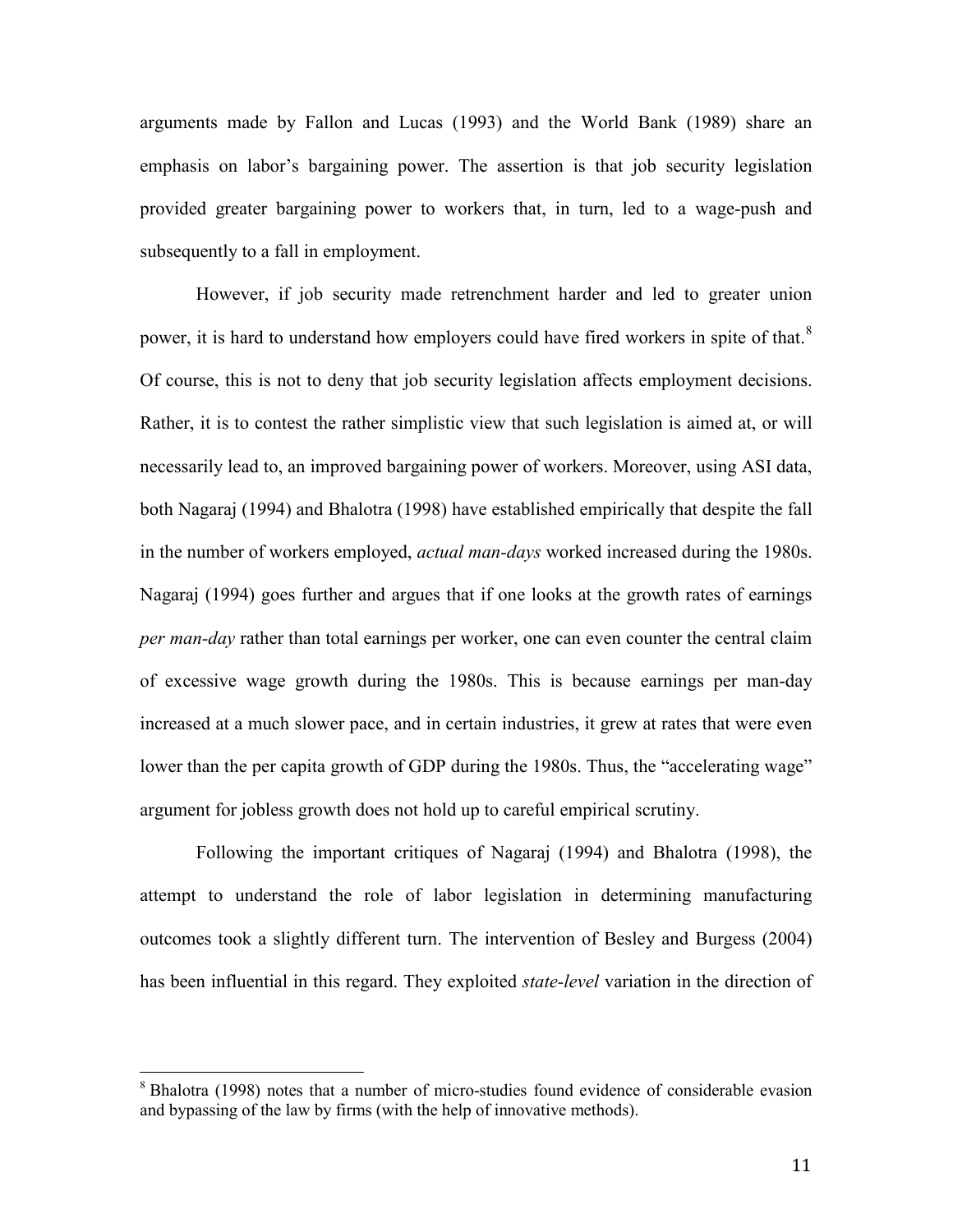arguments made by Fallon and Lucas (1993) and the World Bank (1989) share an emphasis on labor's bargaining power. The assertion is that job security legislation provided greater bargaining power to workers that, in turn, led to a wage-push and subsequently to a fall in employment.

However, if job security made retrenchment harder and led to greater union power, it is hard to understand how employers could have fired workers in spite of that.[8] Of course, this is not to deny that job security legislation affects employment decisions. Rather, it is to contest the rather simplistic view that such legislation is aimed at, or will necessarily lead to, an improved bargaining power of workers. Moreover, using ASI data, both Nagaraj (1994) and Bhalotra (1998) have established empirically that despite the fall in the number of workers employed, *actual man-days* worked increased during the 1980s. Nagaraj (1994) goes further and argues that if one looks at the growth rates of earnings *per man-day* rather than total earnings per worker, one can even counter the central claim of excessive wage growth during the 1980s. This is because earnings per man-day increased at a much slower pace, and in certain industries, it grew at rates that were even lower than the per capita growth of GDP during the 1980s. Thus, the "accelerating wage" argument for jobless growth does not hold up to careful empirical scrutiny.

Following the important critiques of Nagaraj (1994) and Bhalotra (1998), the attempt to understand the role of labor legislation in determining manufacturing outcomes took a slightly different turn. The intervention of Besley and Burgess (2004) has been influential in this regard. They exploited *state-level* variation in the direction of

[8] Bhalotra (1998) notes that a number of micro-studies found evidence of considerable evasion and bypassing of the law by firms (with the help of innovative methods).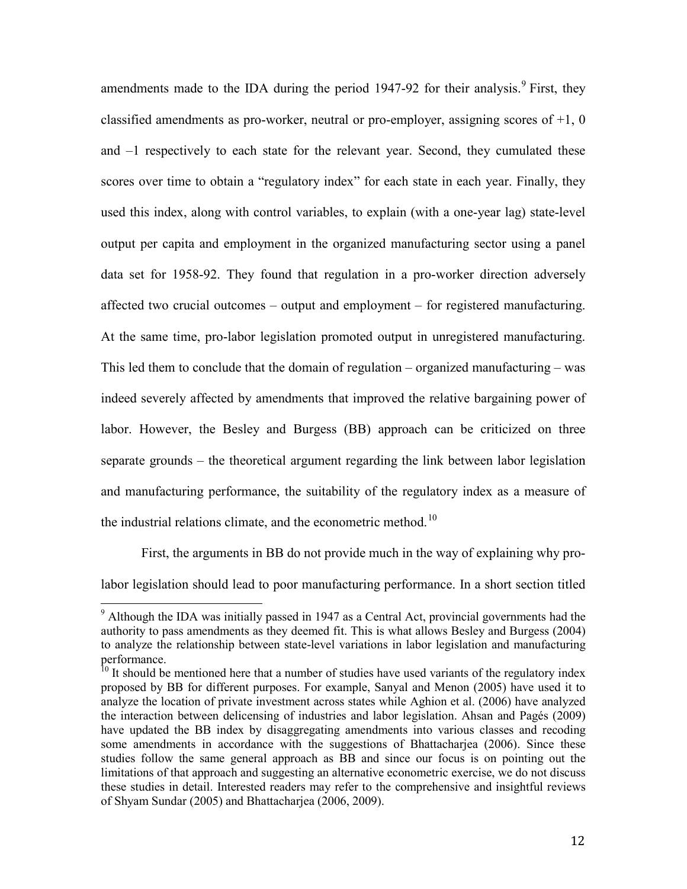amendments made to the IDA during the period 1947-92 for their analysis.[9] First, they classified amendments as pro-worker, neutral or pro-employer, assigning scores of +1, 0 and –1 respectively to each state for the relevant year. Second, they cumulated these scores over time to obtain a "regulatory index" for each state in each year. Finally, they used this index, along with control variables, to explain (with a one-year lag) state-level output per capita and employment in the organized manufacturing sector using a panel data set for 1958-92. They found that regulation in a pro-worker direction adversely affected two crucial outcomes – output and employment – for registered manufacturing. At the same time, pro-labor legislation promoted output in unregistered manufacturing. This led them to conclude that the domain of regulation – organized manufacturing – was indeed severely affected by amendments that improved the relative bargaining power of labor. However, the Besley and Burgess (BB) approach can be criticized on three separate grounds – the theoretical argument regarding the link between labor legislation and manufacturing performance, the suitability of the regulatory index as a measure of the industrial relations climate, and the econometric method.[10]

First, the arguments in BB do not provide much in the way of explaining why pro-labor legislation should lead to poor manufacturing performance. In a short section titled

[9] Although the IDA was initially passed in 1947 as a Central Act, provincial governments had the authority to pass amendments as they deemed fit. This is what allows Besley and Burgess (2004) to analyze the relationship between state-level variations in labor legislation and manufacturing performance.

[10] It should be mentioned here that a number of studies have used variants of the regulatory index proposed by BB for different purposes. For example, Sanyal and Menon (2005) have used it to analyze the location of private investment across states while Aghion et al. (2006) have analyzed the interaction between delicensing of industries and labor legislation. Ahsan and Pagés (2009) have updated the BB index by disaggregating amendments into various classes and recoding some amendments in accordance with the suggestions of Bhattacharjea (2006). Since these studies follow the same general approach as BB and since our focus is on pointing out the limitations of that approach and suggesting an alternative econometric exercise, we do not discuss these studies in detail. Interested readers may refer to the comprehensive and insightful reviews of Shyam Sundar (2005) and Bhattacharjea (2006, 2009).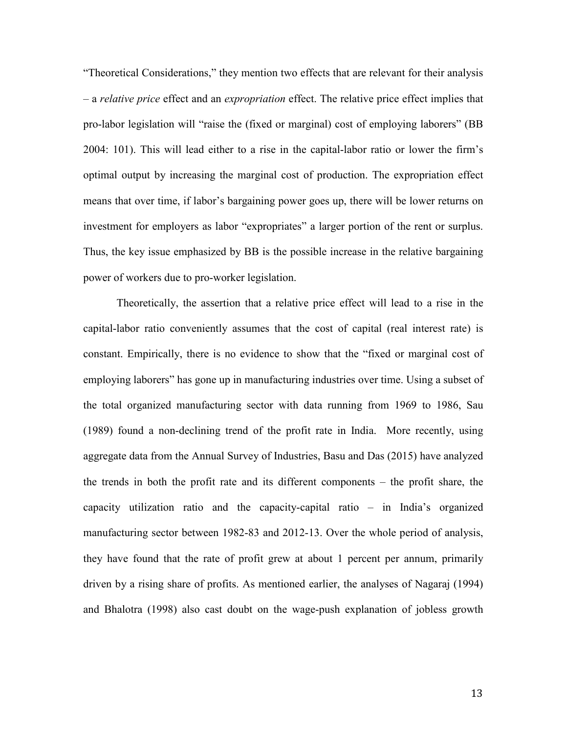"Theoretical Considerations," they mention two effects that are relevant for their analysis – a *relative price* effect and an *expropriation* effect. The relative price effect implies that pro-labor legislation will "raise the (fixed or marginal) cost of employing laborers" (BB 2004: 101). This will lead either to a rise in the capital-labor ratio or lower the firm's optimal output by increasing the marginal cost of production. The expropriation effect means that over time, if labor's bargaining power goes up, there will be lower returns on investment for employers as labor "expropriates" a larger portion of the rent or surplus. Thus, the key issue emphasized by BB is the possible increase in the relative bargaining power of workers due to pro-worker legislation.

Theoretically, the assertion that a relative price effect will lead to a rise in the capital-labor ratio conveniently assumes that the cost of capital (real interest rate) is constant. Empirically, there is no evidence to show that the "fixed or marginal cost of employing laborers" has gone up in manufacturing industries over time. Using a subset of the total organized manufacturing sector with data running from 1969 to 1986, Sau (1989) found a non-declining trend of the profit rate in India. More recently, using aggregate data from the Annual Survey of Industries, Basu and Das (2015) have analyzed the trends in both the profit rate and its different components – the profit share, the capacity utilization ratio and the capacity-capital ratio – in India's organized manufacturing sector between 1982-83 and 2012-13. Over the whole period of analysis, they have found that the rate of profit grew at about 1 percent per annum, primarily driven by a rising share of profits. As mentioned earlier, the analyses of Nagaraj (1994) and Bhalotra (1998) also cast doubt on the wage-push explanation of jobless growth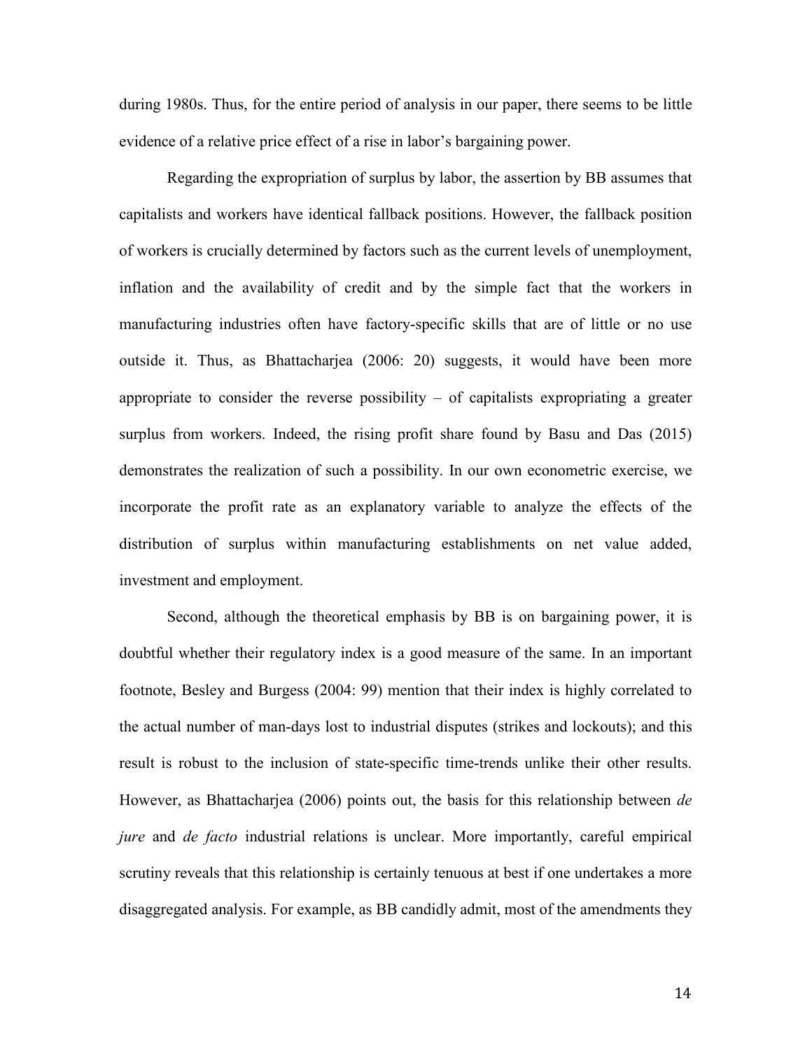during 1980s. Thus, for the entire period of analysis in our paper, there seems to be little evidence of a relative price effect of a rise in labor's bargaining power.

Regarding the expropriation of surplus by labor, the assertion by BB assumes that capitalists and workers have identical fallback positions. However, the fallback position of workers is crucially determined by factors such as the current levels of unemployment, inflation and the availability of credit and by the simple fact that the workers in manufacturing industries often have factory-specific skills that are of little or no use outside it. Thus, as Bhattacharjea (2006: 20) suggests, it would have been more appropriate to consider the reverse possibility – of capitalists expropriating a greater surplus from workers. Indeed, the rising profit share found by Basu and Das (2015) demonstrates the realization of such a possibility. In our own econometric exercise, we incorporate the profit rate as an explanatory variable to analyze the effects of the distribution of surplus within manufacturing establishments on net value added, investment and employment.

Second, although the theoretical emphasis by BB is on bargaining power, it is doubtful whether their regulatory index is a good measure of the same. In an important footnote, Besley and Burgess (2004: 99) mention that their index is highly correlated to the actual number of man-days lost to industrial disputes (strikes and lockouts); and this result is robust to the inclusion of state-specific time-trends unlike their other results. However, as Bhattacharjea (2006) points out, the basis for this relationship between *de jure* and *de facto* industrial relations is unclear. More importantly, careful empirical scrutiny reveals that this relationship is certainly tenuous at best if one undertakes a more disaggregated analysis. For example, as BB candidly admit, most of the amendments they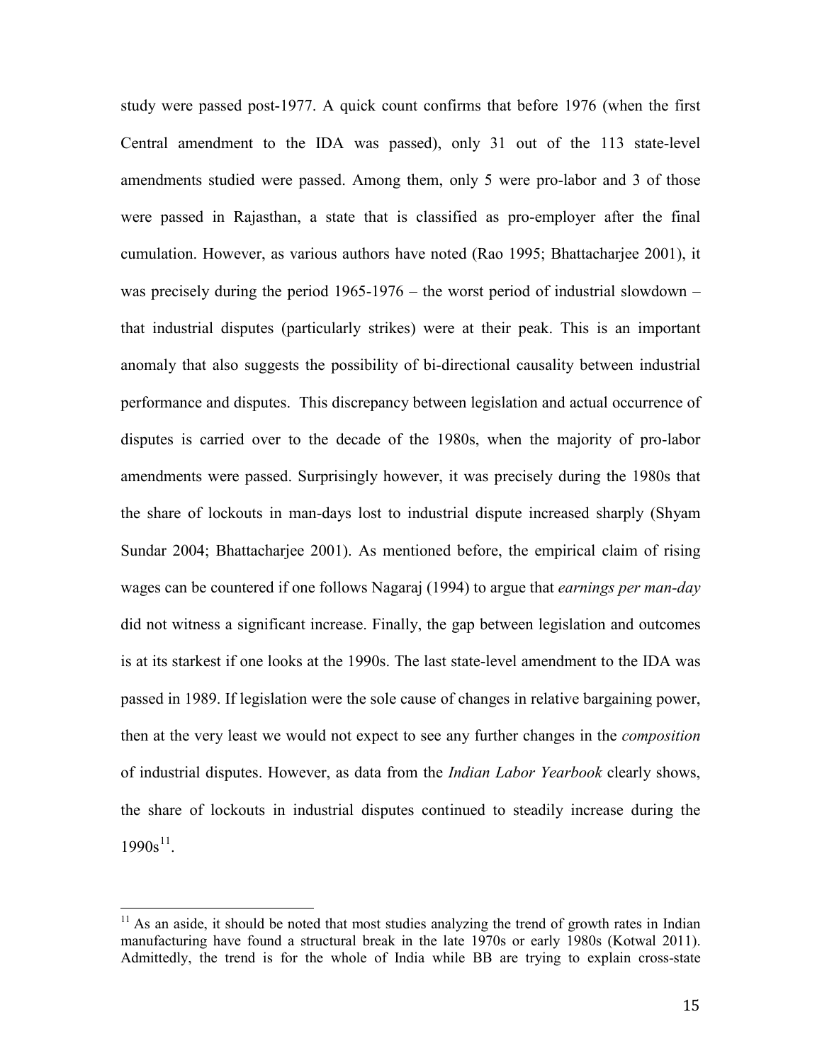study were passed post-1977. A quick count confirms that before 1976 (when the first Central amendment to the IDA was passed), only 31 out of the 113 state-level amendments studied were passed. Among them, only 5 were pro-labor and 3 of those were passed in Rajasthan, a state that is classified as pro-employer after the final cumulation. However, as various authors have noted (Rao 1995; Bhattacharjee 2001), it was precisely during the period 1965-1976 – the worst period of industrial slowdown – that industrial disputes (particularly strikes) were at their peak. This is an important anomaly that also suggests the possibility of bi-directional causality between industrial performance and disputes. This discrepancy between legislation and actual occurrence of disputes is carried over to the decade of the 1980s, when the majority of pro-labor amendments were passed. Surprisingly however, it was precisely during the 1980s that the share of lockouts in man-days lost to industrial dispute increased sharply (Shyam Sundar 2004; Bhattacharjee 2001). As mentioned before, the empirical claim of rising wages can be countered if one follows Nagaraj (1994) to argue that *earnings per man-day* did not witness a significant increase. Finally, the gap between legislation and outcomes is at its starkest if one looks at the 1990s. The last state-level amendment to the IDA was passed in 1989. If legislation were the sole cause of changes in relative bargaining power, then at the very least we would not expect to see any further changes in the *composition* of industrial disputes. However, as data from the *Indian Labor Yearbook* clearly shows, the share of lockouts in industrial disputes continued to steadily increase during the 1990s[11].

[11] As an aside, it should be noted that most studies analyzing the trend of growth rates in Indian manufacturing have found a structural break in the late 1970s or early 1980s (Kotwal 2011). Admittedly, the trend is for the whole of India while BB are trying to explain cross-state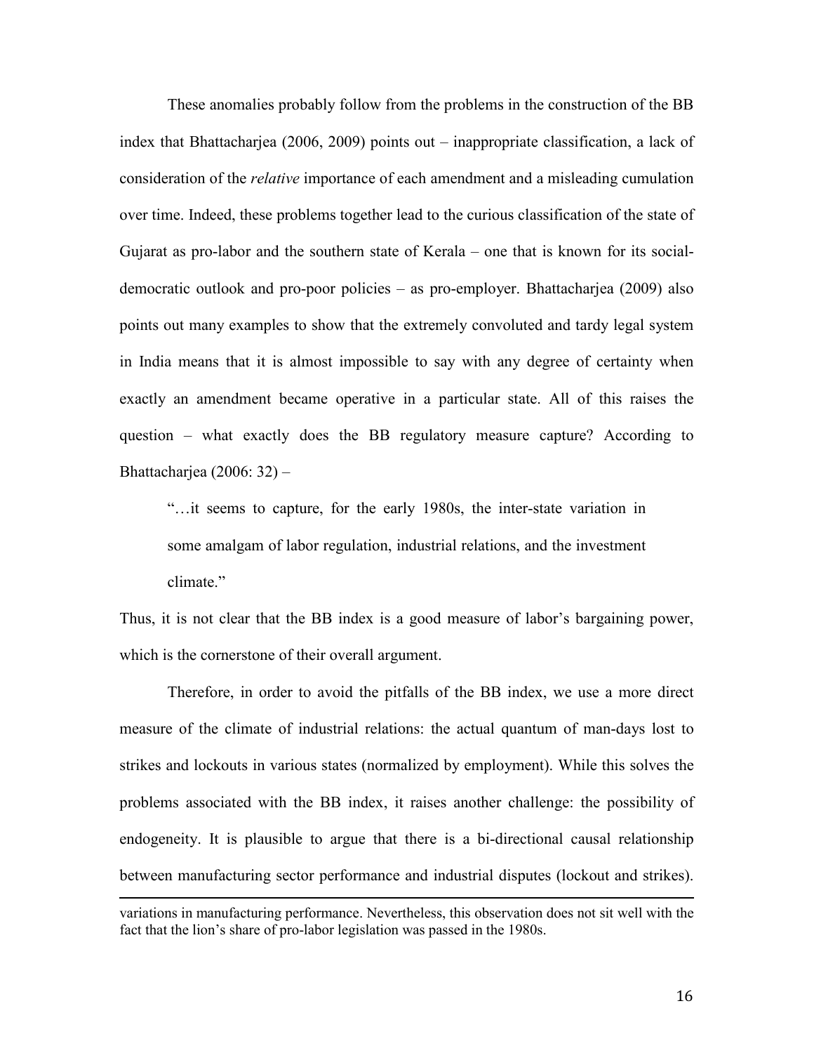These anomalies probably follow from the problems in the construction of the BB index that Bhattacharjea (2006, 2009) points out – inappropriate classification, a lack of consideration of the *relative* importance of each amendment and a misleading cumulation over time. Indeed, these problems together lead to the curious classification of the state of Gujarat as pro-labor and the southern state of Kerala – one that is known for its social-democratic outlook and pro-poor policies – as pro-employer. Bhattacharjea (2009) also points out many examples to show that the extremely convoluted and tardy legal system in India means that it is almost impossible to say with any degree of certainty when exactly an amendment became operative in a particular state. All of this raises the question – what exactly does the BB regulatory measure capture? According to Bhattacharjea (2006: 32) –

> "…it seems to capture, for the early 1980s, the inter-state variation in some amalgam of labor regulation, industrial relations, and the investment climate."

Thus, it is not clear that the BB index is a good measure of labor's bargaining power, which is the cornerstone of their overall argument.

Therefore, in order to avoid the pitfalls of the BB index, we use a more direct measure of the climate of industrial relations: the actual quantum of man-days lost to strikes and lockouts in various states (normalized by employment). While this solves the problems associated with the BB index, it raises another challenge: the possibility of endogeneity. It is plausible to argue that there is a bi-directional causal relationship between manufacturing sector performance and industrial disputes (lockout and strikes).

---

variations in manufacturing performance. Nevertheless, this observation does not sit well with the fact that the lion's share of pro-labor legislation was passed in the 1980s.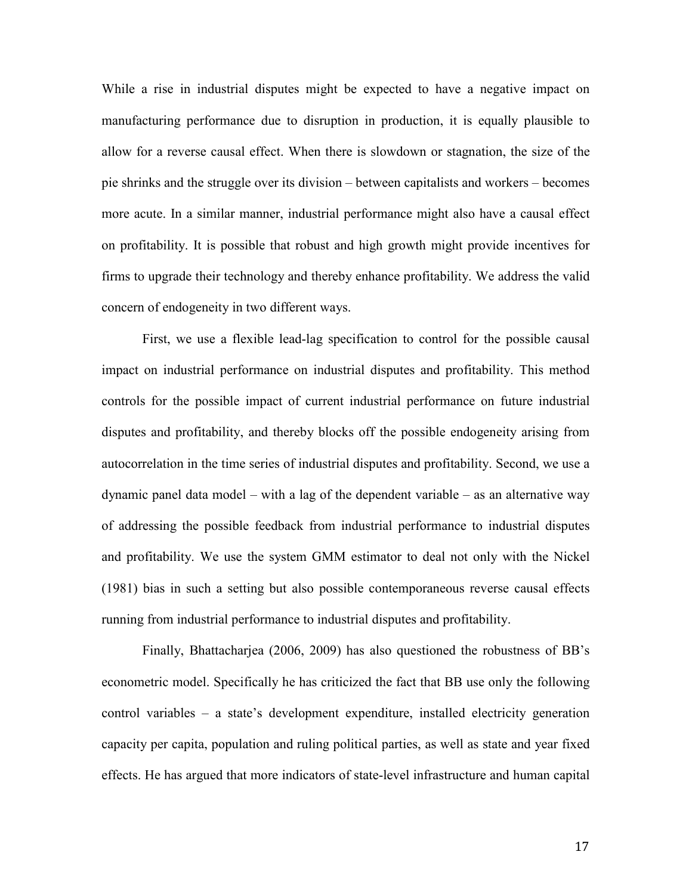While a rise in industrial disputes might be expected to have a negative impact on manufacturing performance due to disruption in production, it is equally plausible to allow for a reverse causal effect. When there is slowdown or stagnation, the size of the pie shrinks and the struggle over its division – between capitalists and workers – becomes more acute. In a similar manner, industrial performance might also have a causal effect on profitability. It is possible that robust and high growth might provide incentives for firms to upgrade their technology and thereby enhance profitability. We address the valid concern of endogeneity in two different ways.

First, we use a flexible lead-lag specification to control for the possible causal impact on industrial performance on industrial disputes and profitability. This method controls for the possible impact of current industrial performance on future industrial disputes and profitability, and thereby blocks off the possible endogeneity arising from autocorrelation in the time series of industrial disputes and profitability. Second, we use a dynamic panel data model – with a lag of the dependent variable – as an alternative way of addressing the possible feedback from industrial performance to industrial disputes and profitability. We use the system GMM estimator to deal not only with the Nickel (1981) bias in such a setting but also possible contemporaneous reverse causal effects running from industrial performance to industrial disputes and profitability.

Finally, Bhattacharjea (2006, 2009) has also questioned the robustness of BB's econometric model. Specifically he has criticized the fact that BB use only the following control variables – a state's development expenditure, installed electricity generation capacity per capita, population and ruling political parties, as well as state and year fixed effects. He has argued that more indicators of state-level infrastructure and human capital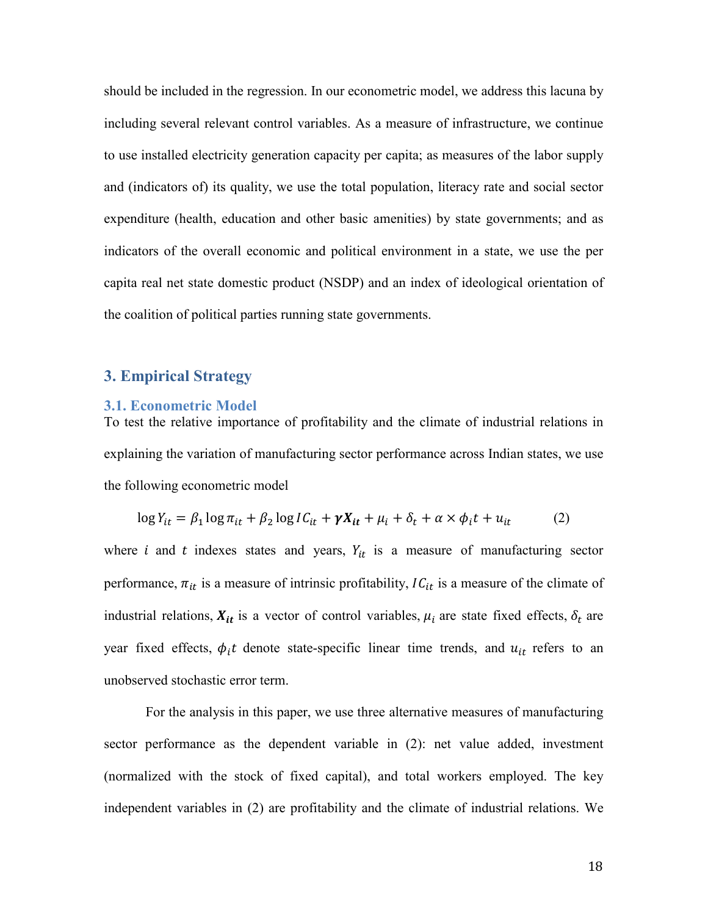should be included in the regression. In our econometric model, we address this lacuna by including several relevant control variables. As a measure of infrastructure, we continue to use installed electricity generation capacity per capita; as measures of the labor supply and (indicators of) its quality, we use the total population, literacy rate and social sector expenditure (health, education and other basic amenities) by state governments; and as indicators of the overall economic and political environment in a state, we use the per capita real net state domestic product (NSDP) and an index of ideological orientation of the coalition of political parties running state governments.

## 3. Empirical Strategy

### 3.1. Econometric Model

To test the relative importance of profitability and the climate of industrial relations in explaining the variation of manufacturing sector performance across Indian states, we use the following econometric model

$$\log Y_{it} = \beta_1 \log \pi_{it} + \beta_2 \log IC_{it} + \boldsymbol{\gamma X_{it}} + \mu_i + \delta_t + \alpha \times \phi_i t + u_{it} \qquad (2)$$

where $i$ and $t$ indexes states and years, $Y_{it}$ is a measure of manufacturing sector performance, $\pi_{it}$ is a measure of intrinsic profitability, $IC_{it}$ is a measure of the climate of industrial relations, $\boldsymbol{X_{it}}$ is a vector of control variables, $\mu_i$ are state fixed effects, $\delta_t$ are year fixed effects, $\phi_i t$ denote state-specific linear time trends, and $u_{it}$ refers to an unobserved stochastic error term.

For the analysis in this paper, we use three alternative measures of manufacturing sector performance as the dependent variable in (2): net value added, investment (normalized with the stock of fixed capital), and total workers employed. The key independent variables in (2) are profitability and the climate of industrial relations. We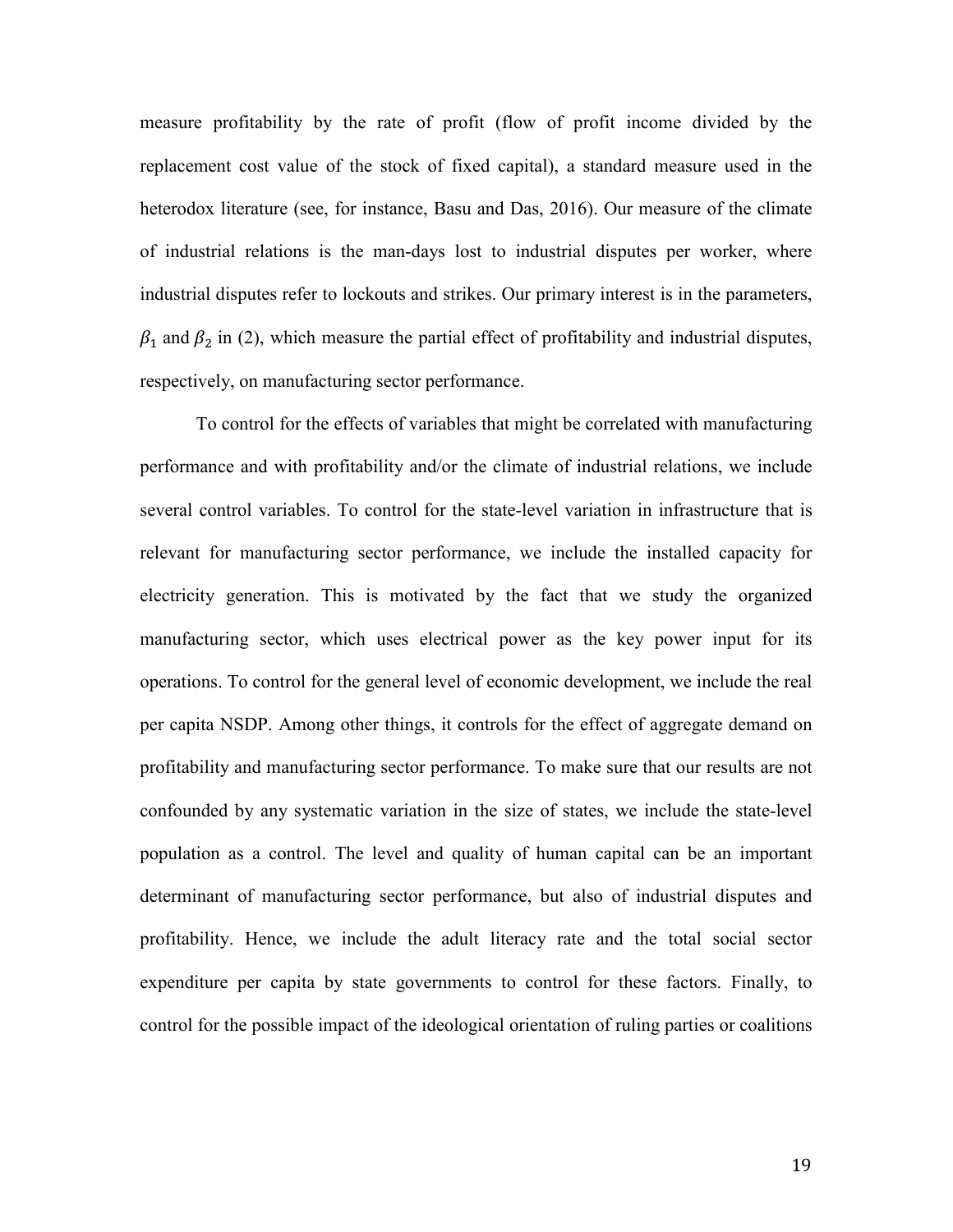measure profitability by the rate of profit (flow of profit income divided by the replacement cost value of the stock of fixed capital), a standard measure used in the heterodox literature (see, for instance, Basu and Das, 2016). Our measure of the climate of industrial relations is the man-days lost to industrial disputes per worker, where industrial disputes refer to lockouts and strikes. Our primary interest is in the parameters, $\beta_1$ and $\beta_2$ in (2), which measure the partial effect of profitability and industrial disputes, respectively, on manufacturing sector performance.

To control for the effects of variables that might be correlated with manufacturing performance and with profitability and/or the climate of industrial relations, we include several control variables. To control for the state-level variation in infrastructure that is relevant for manufacturing sector performance, we include the installed capacity for electricity generation. This is motivated by the fact that we study the organized manufacturing sector, which uses electrical power as the key power input for its operations. To control for the general level of economic development, we include the real per capita NSDP. Among other things, it controls for the effect of aggregate demand on profitability and manufacturing sector performance. To make sure that our results are not confounded by any systematic variation in the size of states, we include the state-level population as a control. The level and quality of human capital can be an important determinant of manufacturing sector performance, but also of industrial disputes and profitability. Hence, we include the adult literacy rate and the total social sector expenditure per capita by state governments to control for these factors. Finally, to control for the possible impact of the ideological orientation of ruling parties or coalitions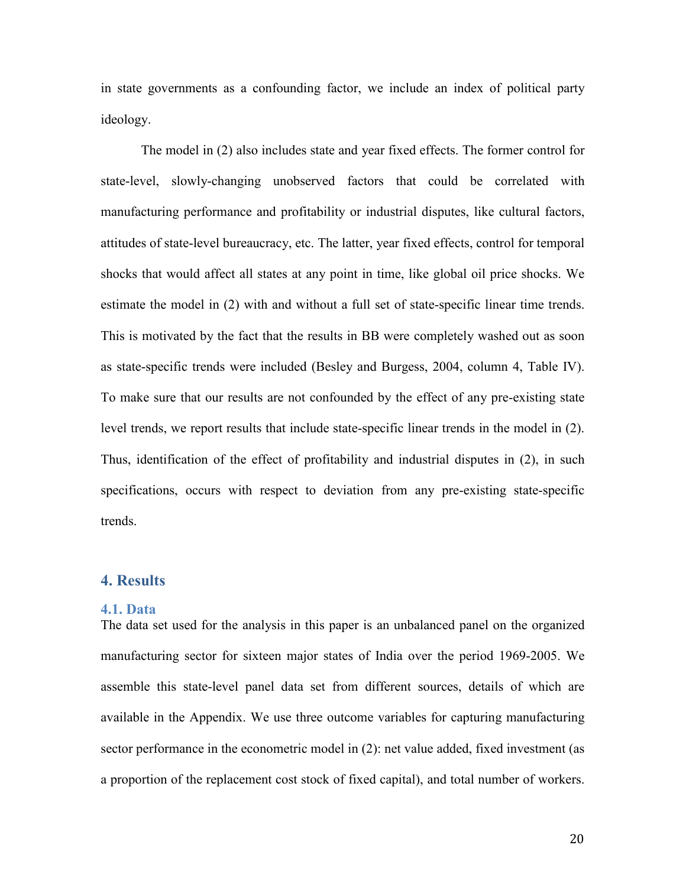in state governments as a confounding factor, we include an index of political party ideology.

The model in (2) also includes state and year fixed effects. The former control for state-level, slowly-changing unobserved factors that could be correlated with manufacturing performance and profitability or industrial disputes, like cultural factors, attitudes of state-level bureaucracy, etc. The latter, year fixed effects, control for temporal shocks that would affect all states at any point in time, like global oil price shocks. We estimate the model in (2) with and without a full set of state-specific linear time trends. This is motivated by the fact that the results in BB were completely washed out as soon as state-specific trends were included (Besley and Burgess, 2004, column 4, Table IV). To make sure that our results are not confounded by the effect of any pre-existing state level trends, we report results that include state-specific linear trends in the model in (2). Thus, identification of the effect of profitability and industrial disputes in (2), in such specifications, occurs with respect to deviation from any pre-existing state-specific trends.

## 4. Results

### 4.1. Data

The data set used for the analysis in this paper is an unbalanced panel on the organized manufacturing sector for sixteen major states of India over the period 1969-2005. We assemble this state-level panel data set from different sources, details of which are available in the Appendix. We use three outcome variables for capturing manufacturing sector performance in the econometric model in (2): net value added, fixed investment (as a proportion of the replacement cost stock of fixed capital), and total number of workers.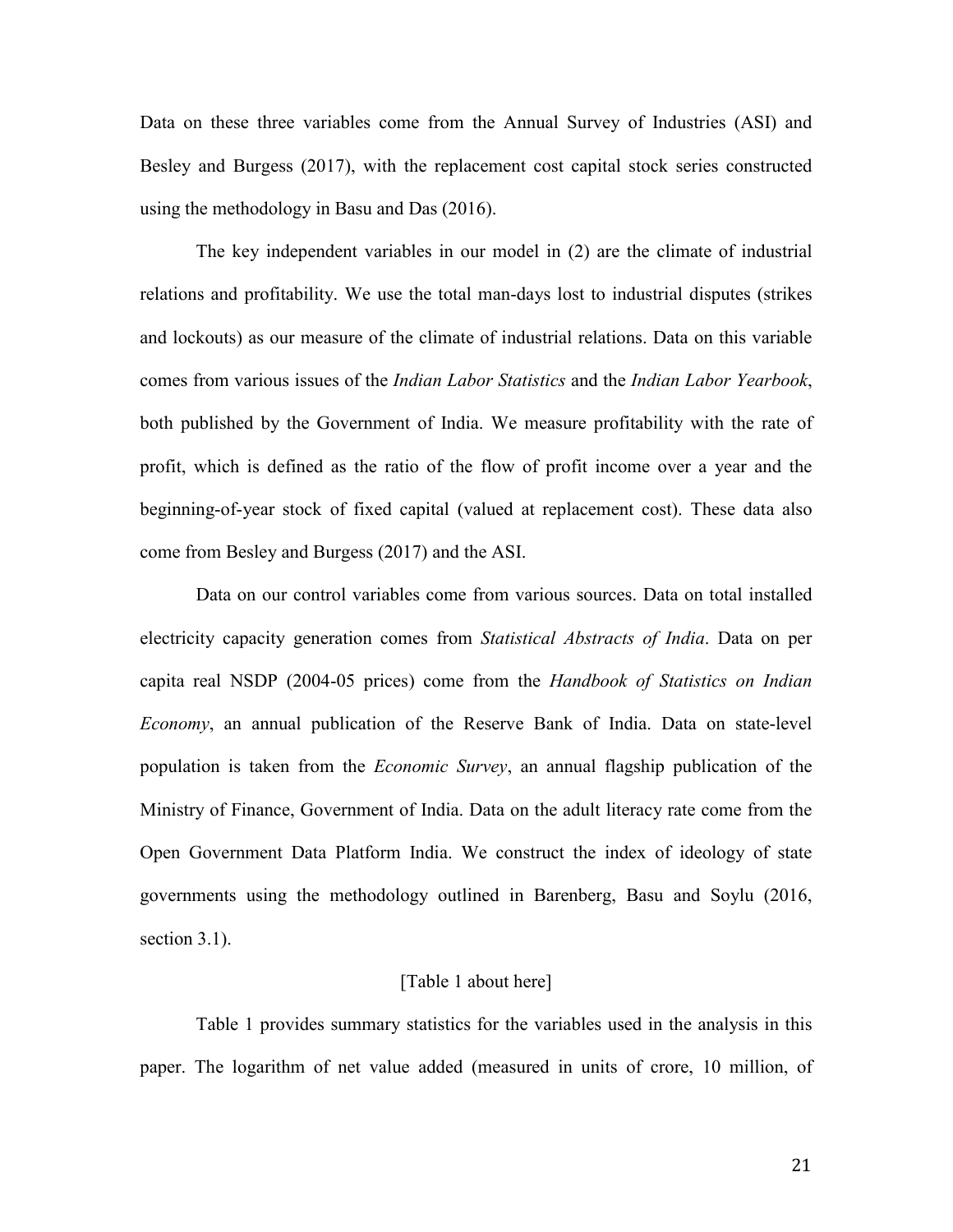Data on these three variables come from the Annual Survey of Industries (ASI) and Besley and Burgess (2017), with the replacement cost capital stock series constructed using the methodology in Basu and Das (2016).

The key independent variables in our model in (2) are the climate of industrial relations and profitability. We use the total man-days lost to industrial disputes (strikes and lockouts) as our measure of the climate of industrial relations. Data on this variable comes from various issues of the *Indian Labor Statistics* and the *Indian Labor Yearbook*, both published by the Government of India. We measure profitability with the rate of profit, which is defined as the ratio of the flow of profit income over a year and the beginning-of-year stock of fixed capital (valued at replacement cost). These data also come from Besley and Burgess (2017) and the ASI.

Data on our control variables come from various sources. Data on total installed electricity capacity generation comes from *Statistical Abstracts of India*. Data on per capita real NSDP (2004-05 prices) come from the *Handbook of Statistics on Indian Economy*, an annual publication of the Reserve Bank of India. Data on state-level population is taken from the *Economic Survey*, an annual flagship publication of the Ministry of Finance, Government of India. Data on the adult literacy rate come from the Open Government Data Platform India. We construct the index of ideology of state governments using the methodology outlined in Barenberg, Basu and Soylu (2016, section 3.1).

[Table 1 about here]

Table 1 provides summary statistics for the variables used in the analysis in this paper. The logarithm of net value added (measured in units of crore, 10 million, of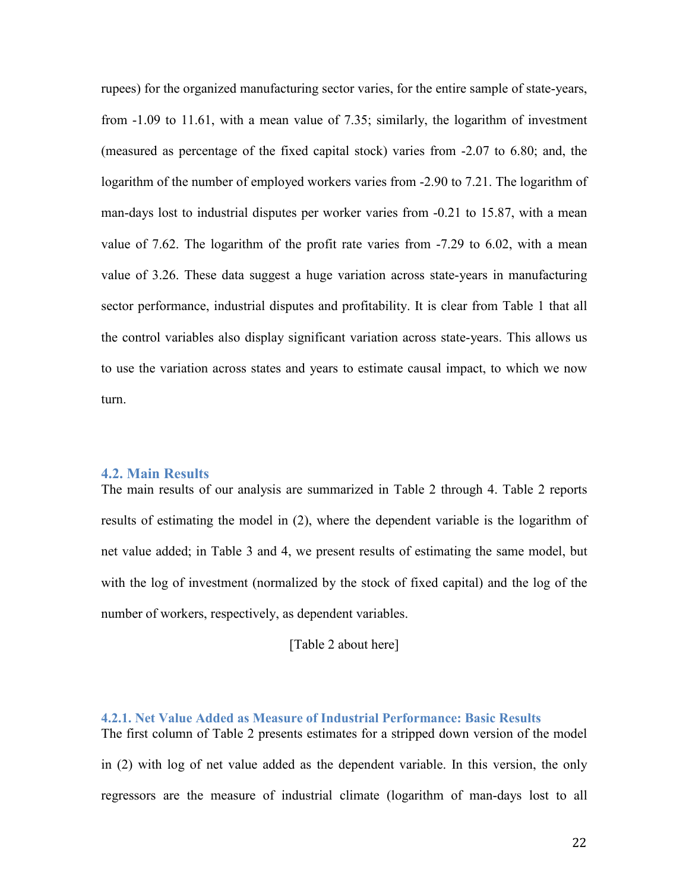rupees) for the organized manufacturing sector varies, for the entire sample of state-years, from -1.09 to 11.61, with a mean value of 7.35; similarly, the logarithm of investment (measured as percentage of the fixed capital stock) varies from -2.07 to 6.80; and, the logarithm of the number of employed workers varies from -2.90 to 7.21. The logarithm of man-days lost to industrial disputes per worker varies from -0.21 to 15.87, with a mean value of 7.62. The logarithm of the profit rate varies from -7.29 to 6.02, with a mean value of 3.26. These data suggest a huge variation across state-years in manufacturing sector performance, industrial disputes and profitability. It is clear from Table 1 that all the control variables also display significant variation across state-years. This allows us to use the variation across states and years to estimate causal impact, to which we now turn.

### 4.2. Main Results

The main results of our analysis are summarized in Table 2 through 4. Table 2 reports results of estimating the model in (2), where the dependent variable is the logarithm of net value added; in Table 3 and 4, we present results of estimating the same model, but with the log of investment (normalized by the stock of fixed capital) and the log of the number of workers, respectively, as dependent variables.

[Table 2 about here]

#### 4.2.1. Net Value Added as Measure of Industrial Performance: Basic Results

The first column of Table 2 presents estimates for a stripped down version of the model in (2) with log of net value added as the dependent variable. In this version, the only regressors are the measure of industrial climate (logarithm of man-days lost to all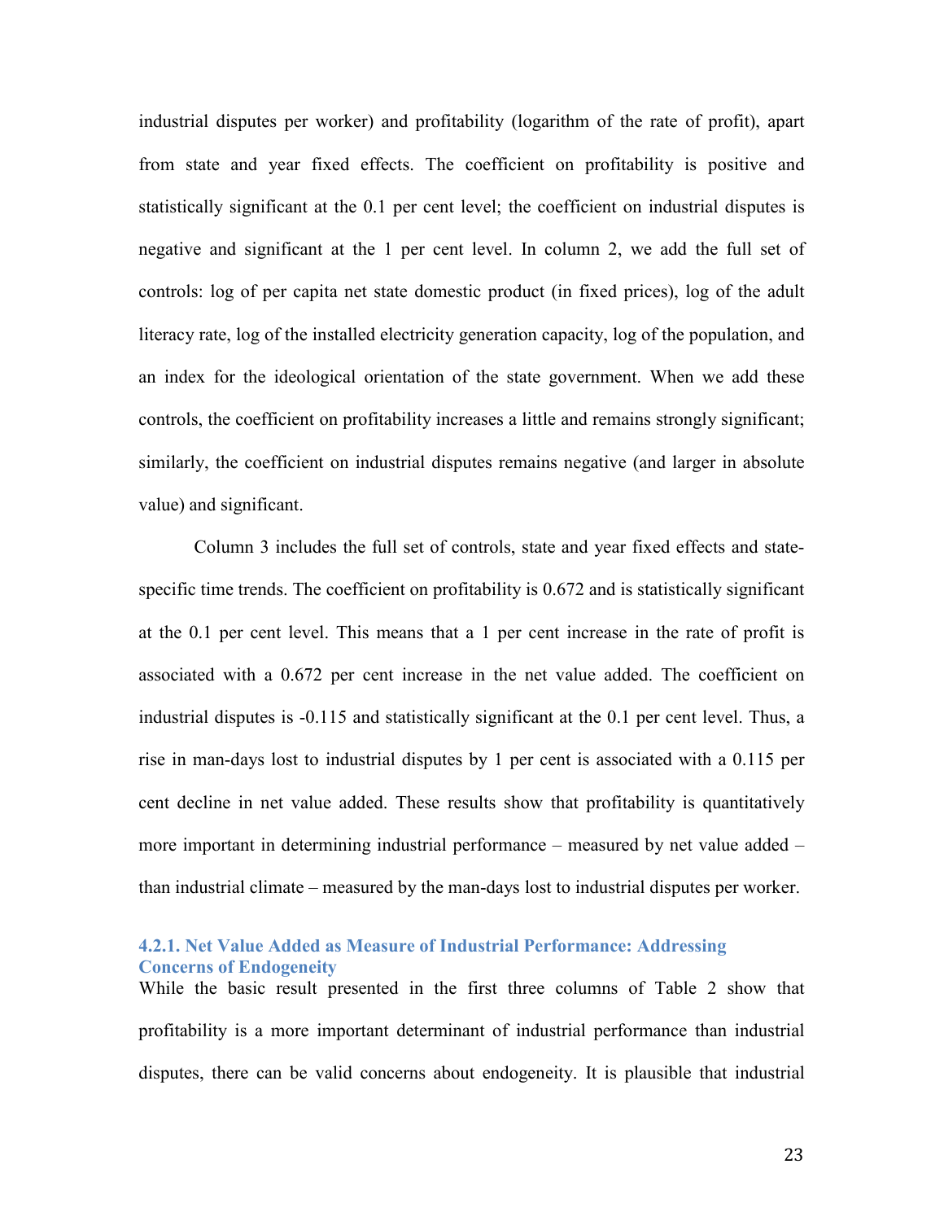industrial disputes per worker) and profitability (logarithm of the rate of profit), apart from state and year fixed effects. The coefficient on profitability is positive and statistically significant at the 0.1 per cent level; the coefficient on industrial disputes is negative and significant at the 1 per cent level. In column 2, we add the full set of controls: log of per capita net state domestic product (in fixed prices), log of the adult literacy rate, log of the installed electricity generation capacity, log of the population, and an index for the ideological orientation of the state government. When we add these controls, the coefficient on profitability increases a little and remains strongly significant; similarly, the coefficient on industrial disputes remains negative (and larger in absolute value) and significant.

Column 3 includes the full set of controls, state and year fixed effects and state-specific time trends. The coefficient on profitability is 0.672 and is statistically significant at the 0.1 per cent level. This means that a 1 per cent increase in the rate of profit is associated with a 0.672 per cent increase in the net value added. The coefficient on industrial disputes is -0.115 and statistically significant at the 0.1 per cent level. Thus, a rise in man-days lost to industrial disputes by 1 per cent is associated with a 0.115 per cent decline in net value added. These results show that profitability is quantitatively more important in determining industrial performance – measured by net value added – than industrial climate – measured by the man-days lost to industrial disputes per worker.

#### 4.2.1. Net Value Added as Measure of Industrial Performance: Addressing Concerns of Endogeneity

While the basic result presented in the first three columns of Table 2 show that profitability is a more important determinant of industrial performance than industrial disputes, there can be valid concerns about endogeneity. It is plausible that industrial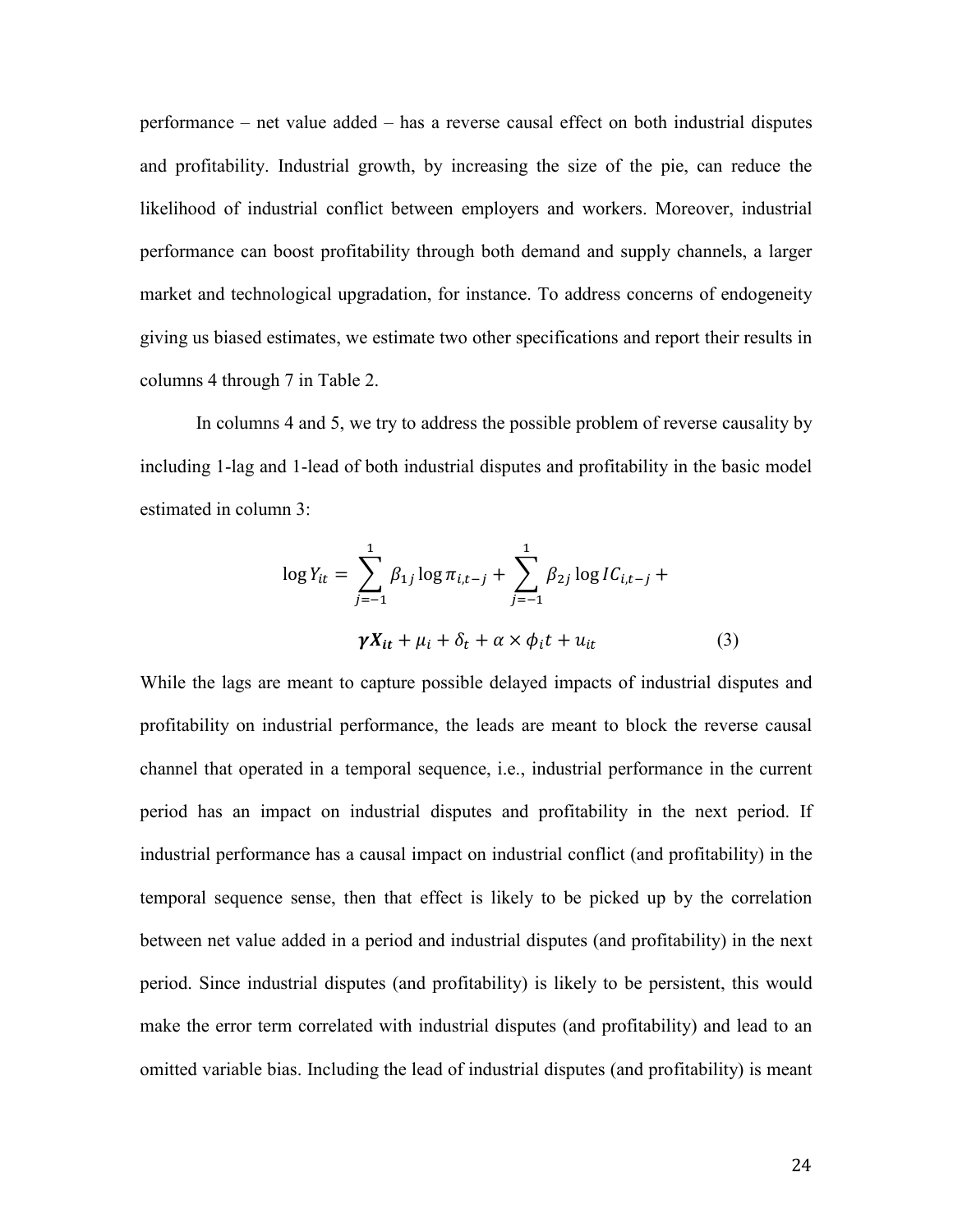performance – net value added – has a reverse causal effect on both industrial disputes and profitability. Industrial growth, by increasing the size of the pie, can reduce the likelihood of industrial conflict between employers and workers. Moreover, industrial performance can boost profitability through both demand and supply channels, a larger market and technological upgradation, for instance. To address concerns of endogeneity giving us biased estimates, we estimate two other specifications and report their results in columns 4 through 7 in Table 2.

In columns 4 and 5, we try to address the possible problem of reverse causality by including 1-lag and 1-lead of both industrial disputes and profitability in the basic model estimated in column 3:

$$\log Y_{it} = \sum_{j=-1}^{1} \beta_{1j} \log \pi_{i,t-j} + \sum_{j=-1}^{1} \beta_{2j} \log IC_{i,t-j} + \boldsymbol{\gamma X_{it}} + \mu_i + \delta_t + \alpha \times \phi_i t + u_{it} \qquad (3)$$

While the lags are meant to capture possible delayed impacts of industrial disputes and profitability on industrial performance, the leads are meant to block the reverse causal channel that operated in a temporal sequence, i.e., industrial performance in the current period has an impact on industrial disputes and profitability in the next period. If industrial performance has a causal impact on industrial conflict (and profitability) in the temporal sequence sense, then that effect is likely to be picked up by the correlation between net value added in a period and industrial disputes (and profitability) in the next period. Since industrial disputes (and profitability) is likely to be persistent, this would make the error term correlated with industrial disputes (and profitability) and lead to an omitted variable bias. Including the lead of industrial disputes (and profitability) is meant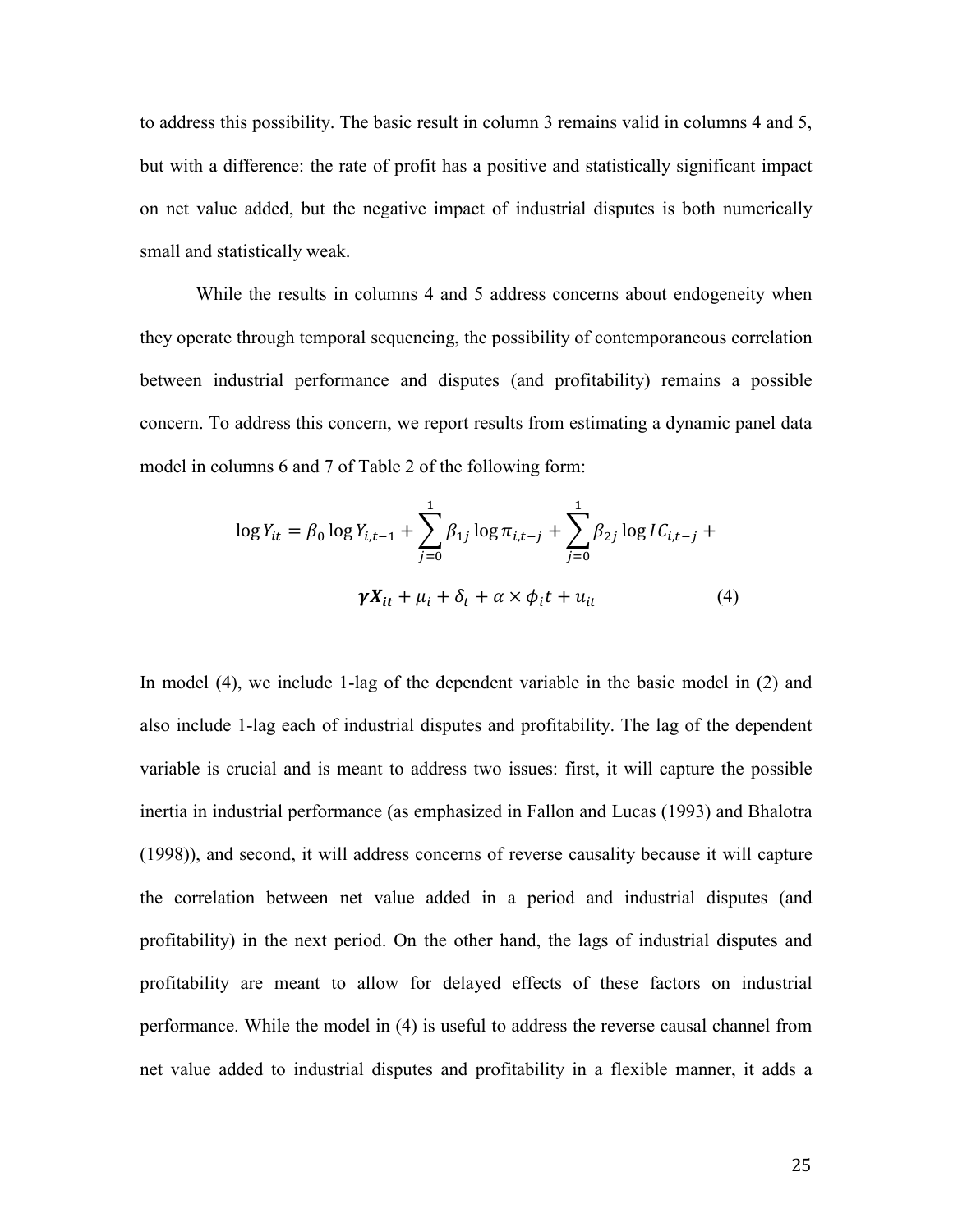to address this possibility. The basic result in column 3 remains valid in columns 4 and 5, but with a difference: the rate of profit has a positive and statistically significant impact on net value added, but the negative impact of industrial disputes is both numerically small and statistically weak.

While the results in columns 4 and 5 address concerns about endogeneity when they operate through temporal sequencing, the possibility of contemporaneous correlation between industrial performance and disputes (and profitability) remains a possible concern. To address this concern, we report results from estimating a dynamic panel data model in columns 6 and 7 of Table 2 of the following form:

$$\log Y_{it} = \beta_0 \log Y_{i,t-1} + \sum_{j=0}^{1} \beta_{1j} \log \pi_{i,t-j} + \sum_{j=0}^{1} \beta_{2j} \log IC_{i,t-j} +$$

$$\boldsymbol{\gamma X_{it}} + \mu_i + \delta_t + \alpha \times \phi_i t + u_{it} \qquad (4)$$

In model (4), we include 1-lag of the dependent variable in the basic model in (2) and also include 1-lag each of industrial disputes and profitability. The lag of the dependent variable is crucial and is meant to address two issues: first, it will capture the possible inertia in industrial performance (as emphasized in Fallon and Lucas (1993) and Bhalotra (1998)), and second, it will address concerns of reverse causality because it will capture the correlation between net value added in a period and industrial disputes (and profitability) in the next period. On the other hand, the lags of industrial disputes and profitability are meant to allow for delayed effects of these factors on industrial performance. While the model in (4) is useful to address the reverse causal channel from net value added to industrial disputes and profitability in a flexible manner, it adds a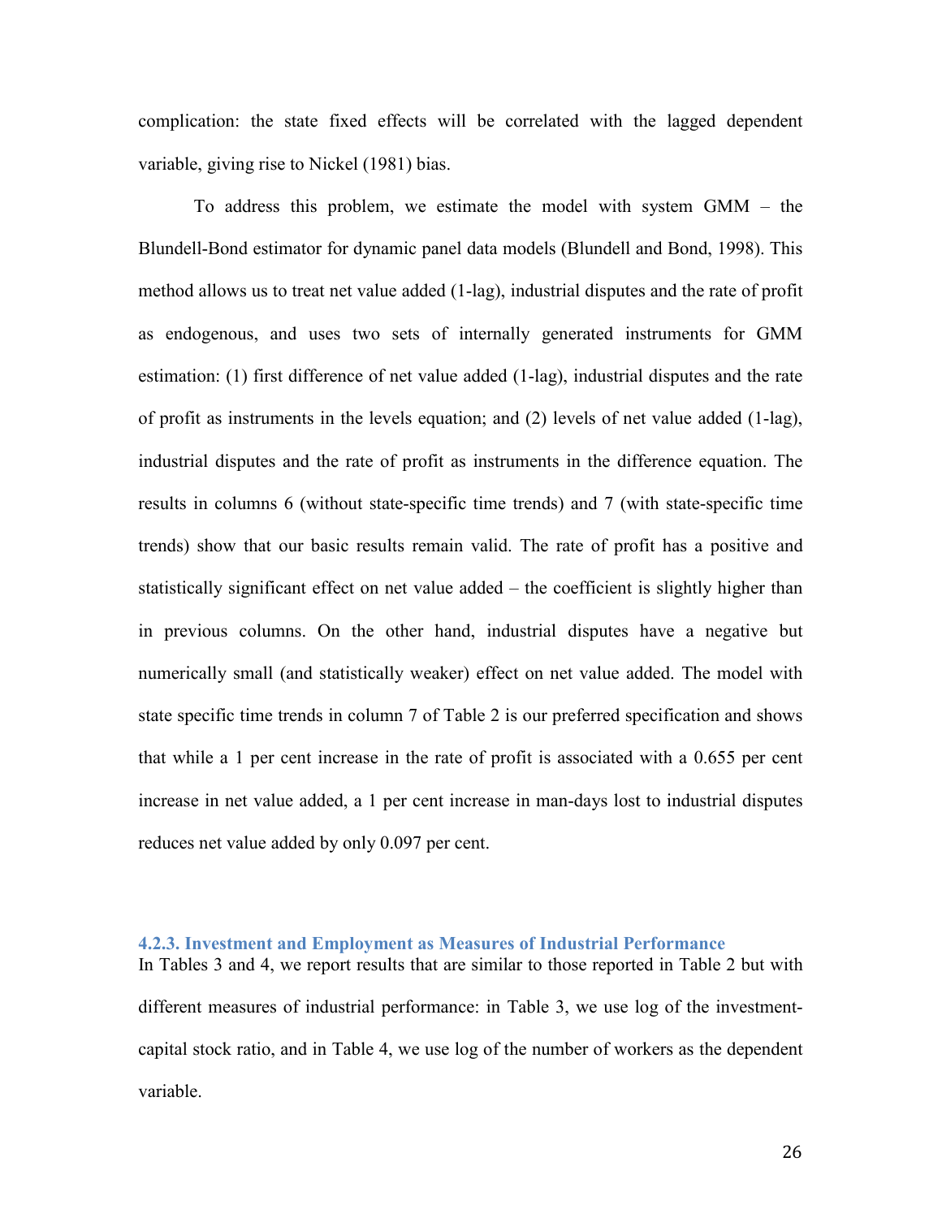complication: the state fixed effects will be correlated with the lagged dependent variable, giving rise to Nickel (1981) bias.

To address this problem, we estimate the model with system GMM – the Blundell-Bond estimator for dynamic panel data models (Blundell and Bond, 1998). This method allows us to treat net value added (1-lag), industrial disputes and the rate of profit as endogenous, and uses two sets of internally generated instruments for GMM estimation: (1) first difference of net value added (1-lag), industrial disputes and the rate of profit as instruments in the levels equation; and (2) levels of net value added (1-lag), industrial disputes and the rate of profit as instruments in the difference equation. The results in columns 6 (without state-specific time trends) and 7 (with state-specific time trends) show that our basic results remain valid. The rate of profit has a positive and statistically significant effect on net value added – the coefficient is slightly higher than in previous columns. On the other hand, industrial disputes have a negative but numerically small (and statistically weaker) effect on net value added. The model with state specific time trends in column 7 of Table 2 is our preferred specification and shows that while a 1 per cent increase in the rate of profit is associated with a 0.655 per cent increase in net value added, a 1 per cent increase in man-days lost to industrial disputes reduces net value added by only 0.097 per cent.

### 4.2.3. Investment and Employment as Measures of Industrial Performance

In Tables 3 and 4, we report results that are similar to those reported in Table 2 but with different measures of industrial performance: in Table 3, we use log of the investment-capital stock ratio, and in Table 4, we use log of the number of workers as the dependent variable.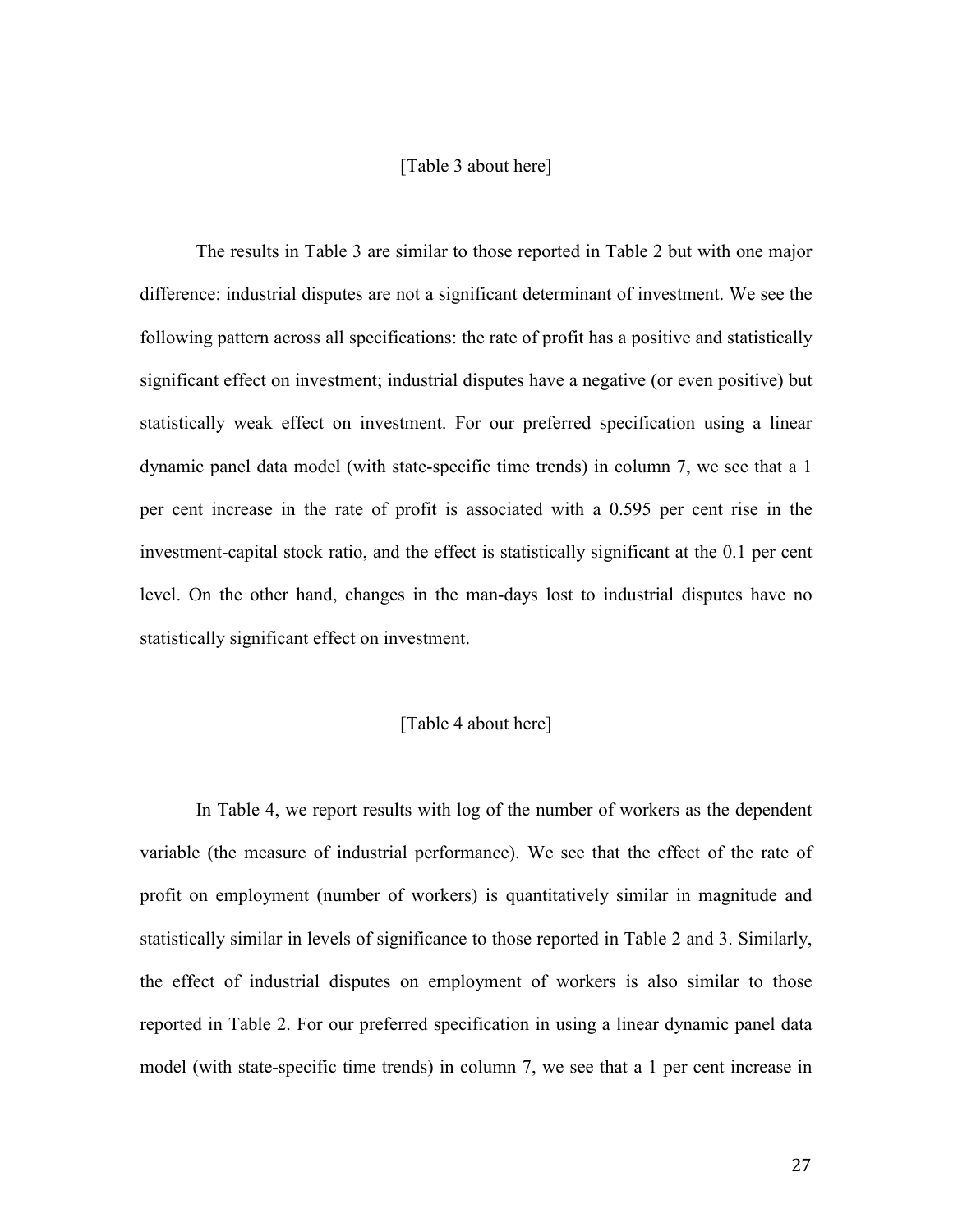[Table 3 about here]

The results in Table 3 are similar to those reported in Table 2 but with one major difference: industrial disputes are not a significant determinant of investment. We see the following pattern across all specifications: the rate of profit has a positive and statistically significant effect on investment; industrial disputes have a negative (or even positive) but statistically weak effect on investment. For our preferred specification using a linear dynamic panel data model (with state-specific time trends) in column 7, we see that a 1 per cent increase in the rate of profit is associated with a 0.595 per cent rise in the investment-capital stock ratio, and the effect is statistically significant at the 0.1 per cent level. On the other hand, changes in the man-days lost to industrial disputes have no statistically significant effect on investment.

[Table 4 about here]

In Table 4, we report results with log of the number of workers as the dependent variable (the measure of industrial performance). We see that the effect of the rate of profit on employment (number of workers) is quantitatively similar in magnitude and statistically similar in levels of significance to those reported in Table 2 and 3. Similarly, the effect of industrial disputes on employment of workers is also similar to those reported in Table 2. For our preferred specification in using a linear dynamic panel data model (with state-specific time trends) in column 7, we see that a 1 per cent increase in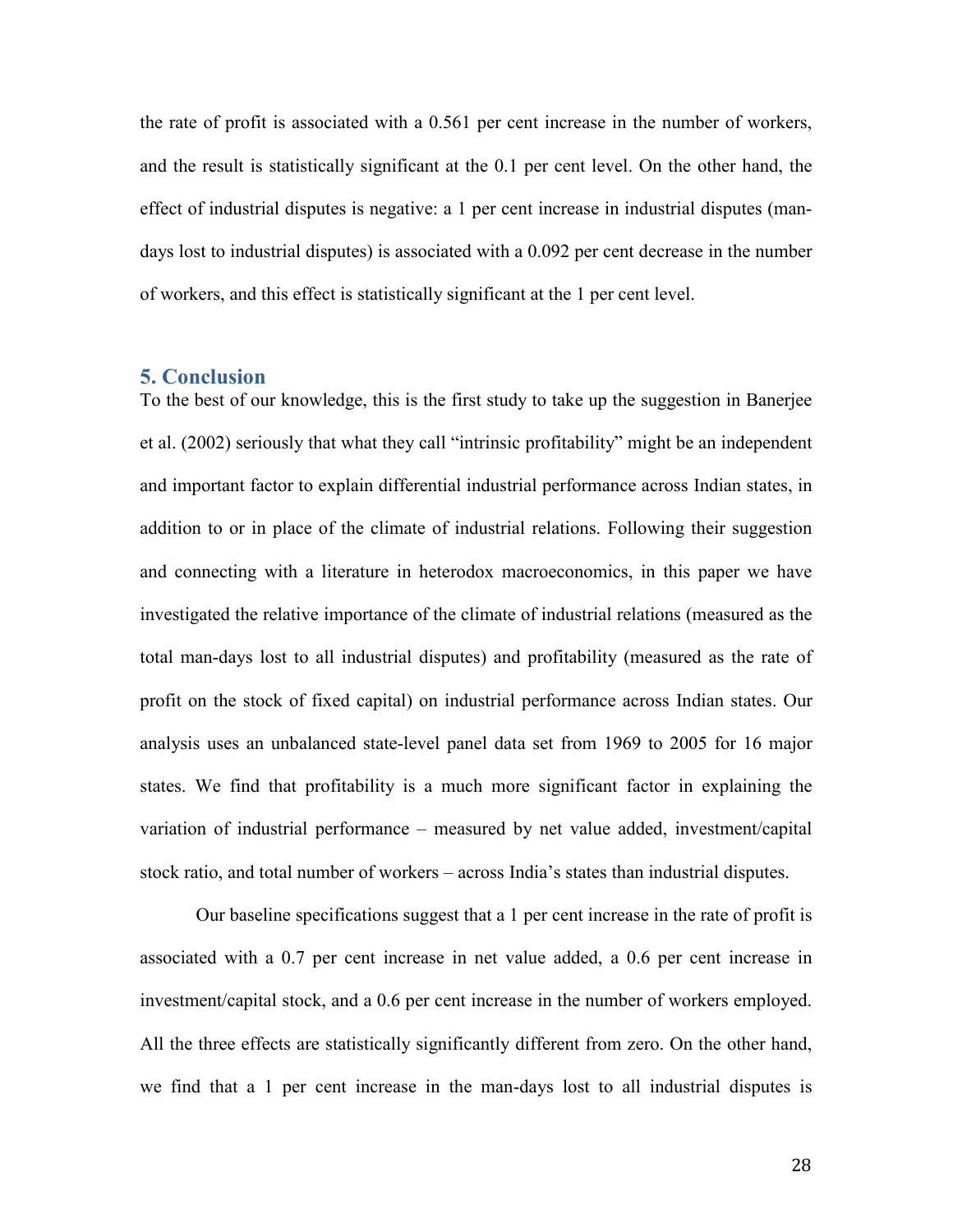the rate of profit is associated with a 0.561 per cent increase in the number of workers, and the result is statistically significant at the 0.1 per cent level. On the other hand, the effect of industrial disputes is negative: a 1 per cent increase in industrial disputes (man-days lost to industrial disputes) is associated with a 0.092 per cent decrease in the number of workers, and this effect is statistically significant at the 1 per cent level.

## 5. Conclusion

To the best of our knowledge, this is the first study to take up the suggestion in Banerjee et al. (2002) seriously that what they call "intrinsic profitability" might be an independent and important factor to explain differential industrial performance across Indian states, in addition to or in place of the climate of industrial relations. Following their suggestion and connecting with a literature in heterodox macroeconomics, in this paper we have investigated the relative importance of the climate of industrial relations (measured as the total man-days lost to all industrial disputes) and profitability (measured as the rate of profit on the stock of fixed capital) on industrial performance across Indian states. Our analysis uses an unbalanced state-level panel data set from 1969 to 2005 for 16 major states. We find that profitability is a much more significant factor in explaining the variation of industrial performance – measured by net value added, investment/capital stock ratio, and total number of workers – across India's states than industrial disputes.

Our baseline specifications suggest that a 1 per cent increase in the rate of profit is associated with a 0.7 per cent increase in net value added, a 0.6 per cent increase in investment/capital stock, and a 0.6 per cent increase in the number of workers employed. All the three effects are statistically significantly different from zero. On the other hand, we find that a 1 per cent increase in the man-days lost to all industrial disputes is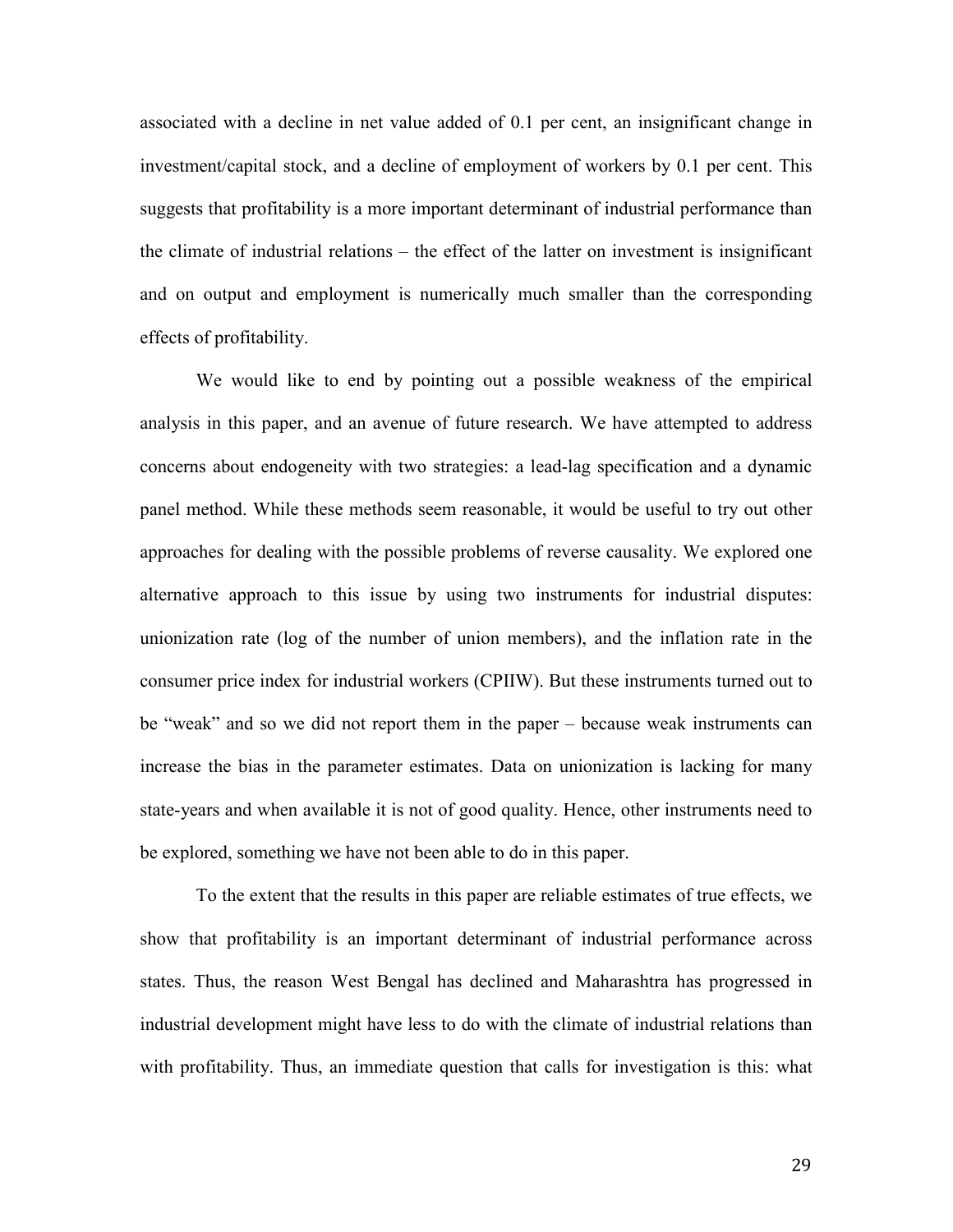associated with a decline in net value added of 0.1 per cent, an insignificant change in investment/capital stock, and a decline of employment of workers by 0.1 per cent. This suggests that profitability is a more important determinant of industrial performance than the climate of industrial relations – the effect of the latter on investment is insignificant and on output and employment is numerically much smaller than the corresponding effects of profitability.

We would like to end by pointing out a possible weakness of the empirical analysis in this paper, and an avenue of future research. We have attempted to address concerns about endogeneity with two strategies: a lead-lag specification and a dynamic panel method. While these methods seem reasonable, it would be useful to try out other approaches for dealing with the possible problems of reverse causality. We explored one alternative approach to this issue by using two instruments for industrial disputes: unionization rate (log of the number of union members), and the inflation rate in the consumer price index for industrial workers (CPIIW). But these instruments turned out to be "weak" and so we did not report them in the paper – because weak instruments can increase the bias in the parameter estimates. Data on unionization is lacking for many state-years and when available it is not of good quality. Hence, other instruments need to be explored, something we have not been able to do in this paper.

To the extent that the results in this paper are reliable estimates of true effects, we show that profitability is an important determinant of industrial performance across states. Thus, the reason West Bengal has declined and Maharashtra has progressed in industrial development might have less to do with the climate of industrial relations than with profitability. Thus, an immediate question that calls for investigation is this: what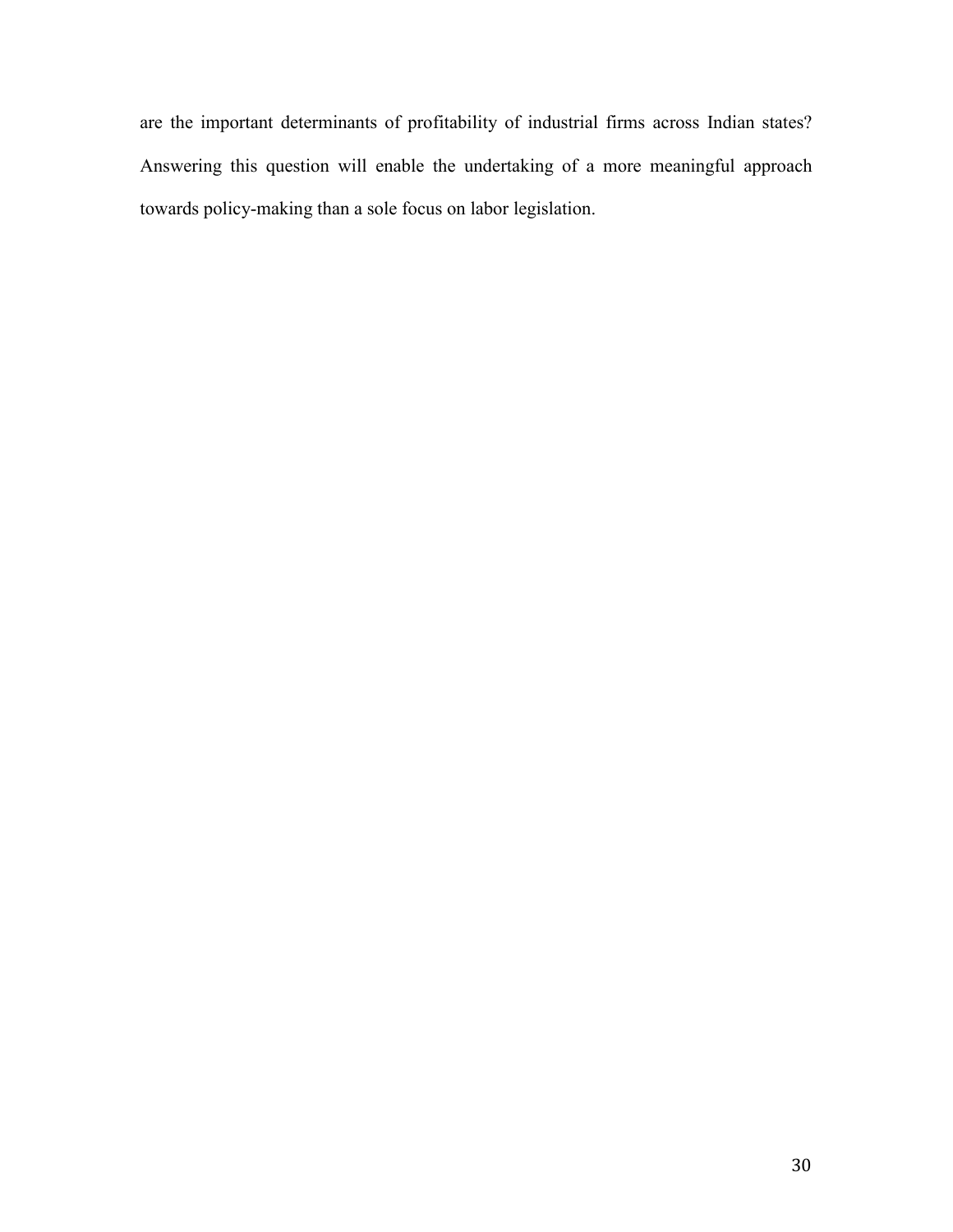are the important determinants of profitability of industrial firms across Indian states? Answering this question will enable the undertaking of a more meaningful approach towards policy-making than a sole focus on labor legislation.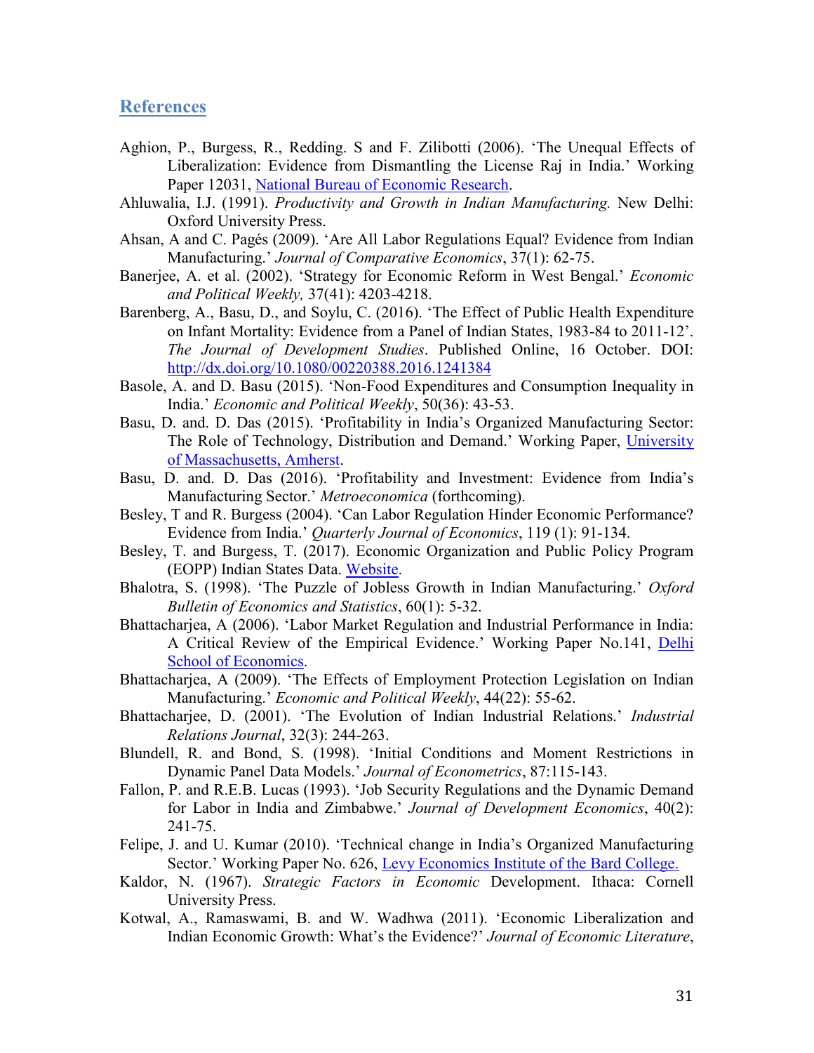## References

Aghion, P., Burgess, R., Redding. S and F. Zilibotti (2006). 'The Unequal Effects of Liberalization: Evidence from Dismantling the License Raj in India.' Working Paper 12031, National Bureau of Economic Research.

Ahluwalia, I.J. (1991). *Productivity and Growth in Indian Manufacturing.* New Delhi: Oxford University Press.

Ahsan, A and C. Pagés (2009). 'Are All Labor Regulations Equal? Evidence from Indian Manufacturing.' *Journal of Comparative Economics*, 37(1): 62-75.

Banerjee, A. et al. (2002). 'Strategy for Economic Reform in West Bengal.' *Economic and Political Weekly,* 37(41): 4203-4218.

Barenberg, A., Basu, D., and Soylu, C. (2016). 'The Effect of Public Health Expenditure on Infant Mortality: Evidence from a Panel of Indian States, 1983-84 to 2011-12'. *The Journal of Development Studies*. Published Online, 16 October. DOI: http://dx.doi.org/10.1080/00220388.2016.1241384

Basole, A. and D. Basu (2015). 'Non-Food Expenditures and Consumption Inequality in India.' *Economic and Political Weekly*, 50(36): 43-53.

Basu, D. and. D. Das (2015). 'Profitability in India's Organized Manufacturing Sector: The Role of Technology, Distribution and Demand.' Working Paper, University of Massachusetts, Amherst.

Basu, D. and. D. Das (2016). 'Profitability and Investment: Evidence from India's Manufacturing Sector.' *Metroeconomica* (forthcoming).

Besley, T and R. Burgess (2004). 'Can Labor Regulation Hinder Economic Performance? Evidence from India.' *Quarterly Journal of Economics*, 119 (1): 91-134.

Besley, T. and Burgess, T. (2017). Economic Organization and Public Policy Program (EOPP) Indian States Data. Website.

Bhalotra, S. (1998). 'The Puzzle of Jobless Growth in Indian Manufacturing.' *Oxford Bulletin of Economics and Statistics*, 60(1): 5-32.

Bhattacharjea, A (2006). 'Labor Market Regulation and Industrial Performance in India: A Critical Review of the Empirical Evidence.' Working Paper No.141, Delhi School of Economics.

Bhattacharjea, A (2009). 'The Effects of Employment Protection Legislation on Indian Manufacturing.' *Economic and Political Weekly*, 44(22): 55-62.

Bhattacharjee, D. (2001). 'The Evolution of Indian Industrial Relations.' *Industrial Relations Journal*, 32(3): 244-263.

Blundell, R. and Bond, S. (1998). 'Initial Conditions and Moment Restrictions in Dynamic Panel Data Models.' *Journal of Econometrics*, 87:115-143.

Fallon, P. and R.E.B. Lucas (1993). 'Job Security Regulations and the Dynamic Demand for Labor in India and Zimbabwe.' *Journal of Development Economics*, 40(2): 241-75.

Felipe, J. and U. Kumar (2010). 'Technical change in India's Organized Manufacturing Sector.' Working Paper No. 626, Levy Economics Institute of the Bard College.

Kaldor, N. (1967). *Strategic Factors in Economic* Development. Ithaca: Cornell University Press.

Kotwal, A., Ramaswami, B. and W. Wadhwa (2011). 'Economic Liberalization and Indian Economic Growth: What's the Evidence?' *Journal of Economic Literature*,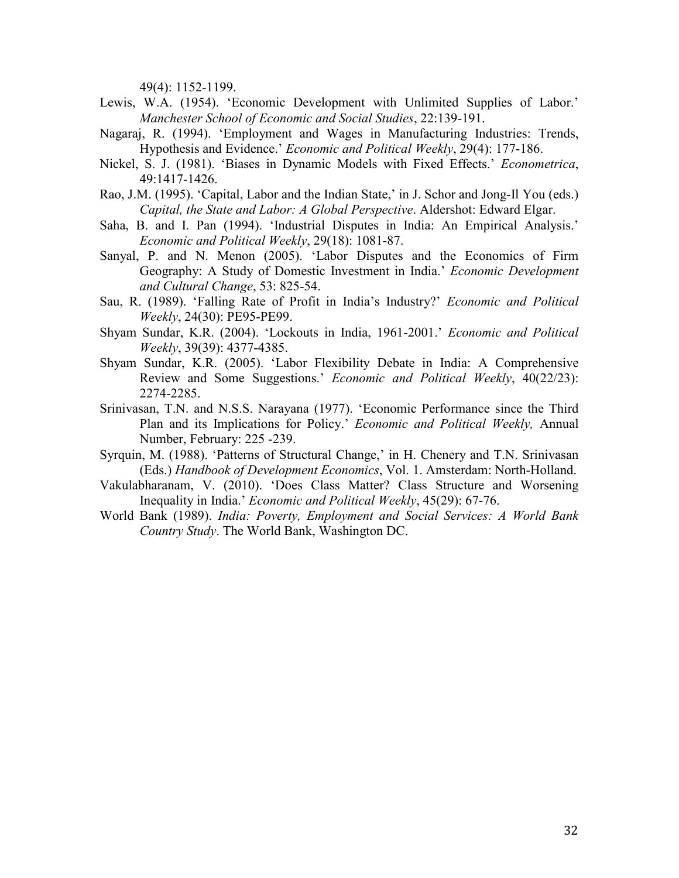49(4): 1152-1199.

Lewis, W.A. (1954). 'Economic Development with Unlimited Supplies of Labor.' *Manchester School of Economic and Social Studies*, 22:139-191.

Nagaraj, R. (1994). 'Employment and Wages in Manufacturing Industries: Trends, Hypothesis and Evidence.' *Economic and Political Weekly*, 29(4): 177-186.

Nickel, S. J. (1981). 'Biases in Dynamic Models with Fixed Effects.' *Econometrica*, 49:1417-1426.

Rao, J.M. (1995). 'Capital, Labor and the Indian State,' in J. Schor and Jong-Il You (eds.) *Capital, the State and Labor: A Global Perspective*. Aldershot: Edward Elgar.

Saha, B. and I. Pan (1994). 'Industrial Disputes in India: An Empirical Analysis.' *Economic and Political Weekly*, 29(18): 1081-87.

Sanyal, P. and N. Menon (2005). 'Labor Disputes and the Economics of Firm Geography: A Study of Domestic Investment in India.' *Economic Development and Cultural Change*, 53: 825-54.

Sau, R. (1989). 'Falling Rate of Profit in India's Industry?' *Economic and Political Weekly*, 24(30): PE95-PE99.

Shyam Sundar, K.R. (2004). 'Lockouts in India, 1961-2001.' *Economic and Political Weekly*, 39(39): 4377-4385.

Shyam Sundar, K.R. (2005). 'Labor Flexibility Debate in India: A Comprehensive Review and Some Suggestions.' *Economic and Political Weekly*, 40(22/23): 2274-2285.

Srinivasan, T.N. and N.S.S. Narayana (1977). 'Economic Performance since the Third Plan and its Implications for Policy.' *Economic and Political Weekly,* Annual Number, February: 225 -239.

Syrquin, M. (1988). 'Patterns of Structural Change,' in H. Chenery and T.N. Srinivasan (Eds.) *Handbook of Development Economics*, Vol. 1. Amsterdam: North-Holland.

Vakulabharanam, V. (2010). 'Does Class Matter? Class Structure and Worsening Inequality in India.' *Economic and Political Weekly*, 45(29): 67-76.

World Bank (1989). *India: Poverty, Employment and Social Services: A World Bank Country Study*. The World Bank, Washington DC.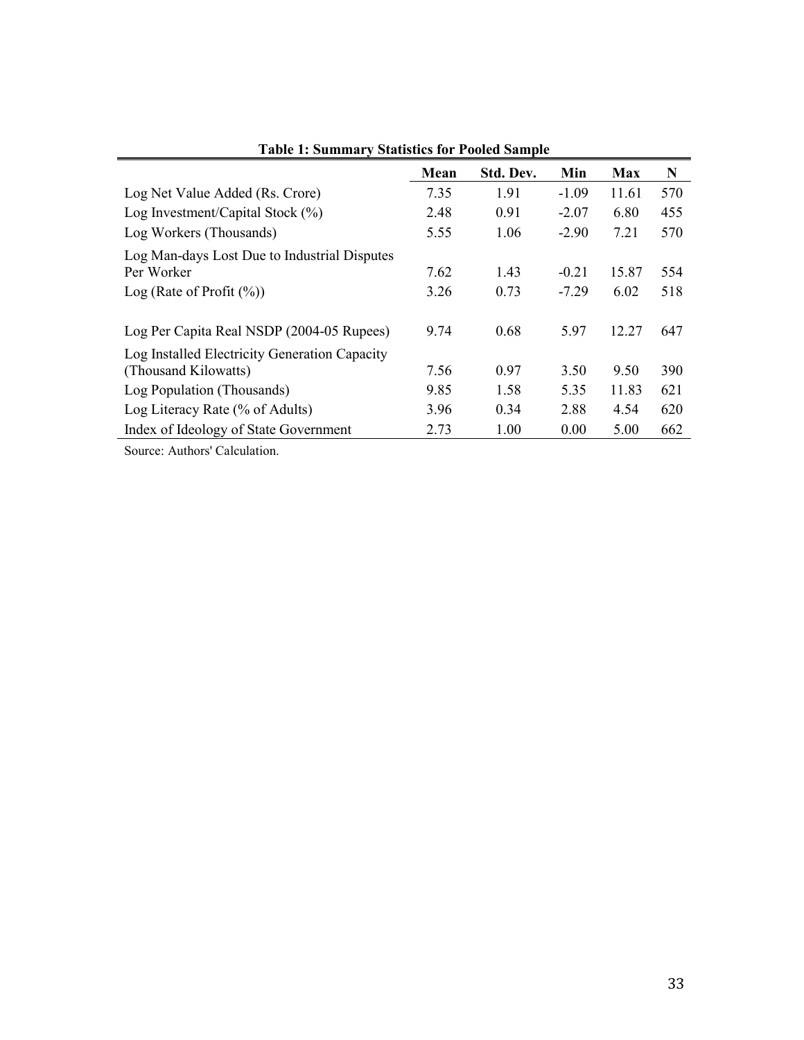**Table 1: Summary Statistics for Pooled Sample**

| | Mean | Std. Dev. | Min | Max | N |
|---|---|---|---|---|---|
| Log Net Value Added (Rs. Crore) | 7.35 | 1.91 | -1.09 | 11.61 | 570 |
| Log Investment/Capital Stock (%) | 2.48 | 0.91 | -2.07 | 6.80 | 455 |
| Log Workers (Thousands) | 5.55 | 1.06 | -2.90 | 7.21 | 570 |
| Log Man-days Lost Due to Industrial Disputes Per Worker | 7.62 | 1.43 | -0.21 | 15.87 | 554 |
| Log (Rate of Profit (%)) | 3.26 | 0.73 | -7.29 | 6.02 | 518 |
| Log Per Capita Real NSDP (2004-05 Rupees) | 9.74 | 0.68 | 5.97 | 12.27 | 647 |
| Log Installed Electricity Generation Capacity (Thousand Kilowatts) | 7.56 | 0.97 | 3.50 | 9.50 | 390 |
| Log Population (Thousands) | 9.85 | 1.58 | 5.35 | 11.83 | 621 |
| Log Literacy Rate (% of Adults) | 3.96 | 0.34 | 2.88 | 4.54 | 620 |
| Index of Ideology of State Government | 2.73 | 1.00 | 0.00 | 5.00 | 662 |

Source: Authors' Calculation.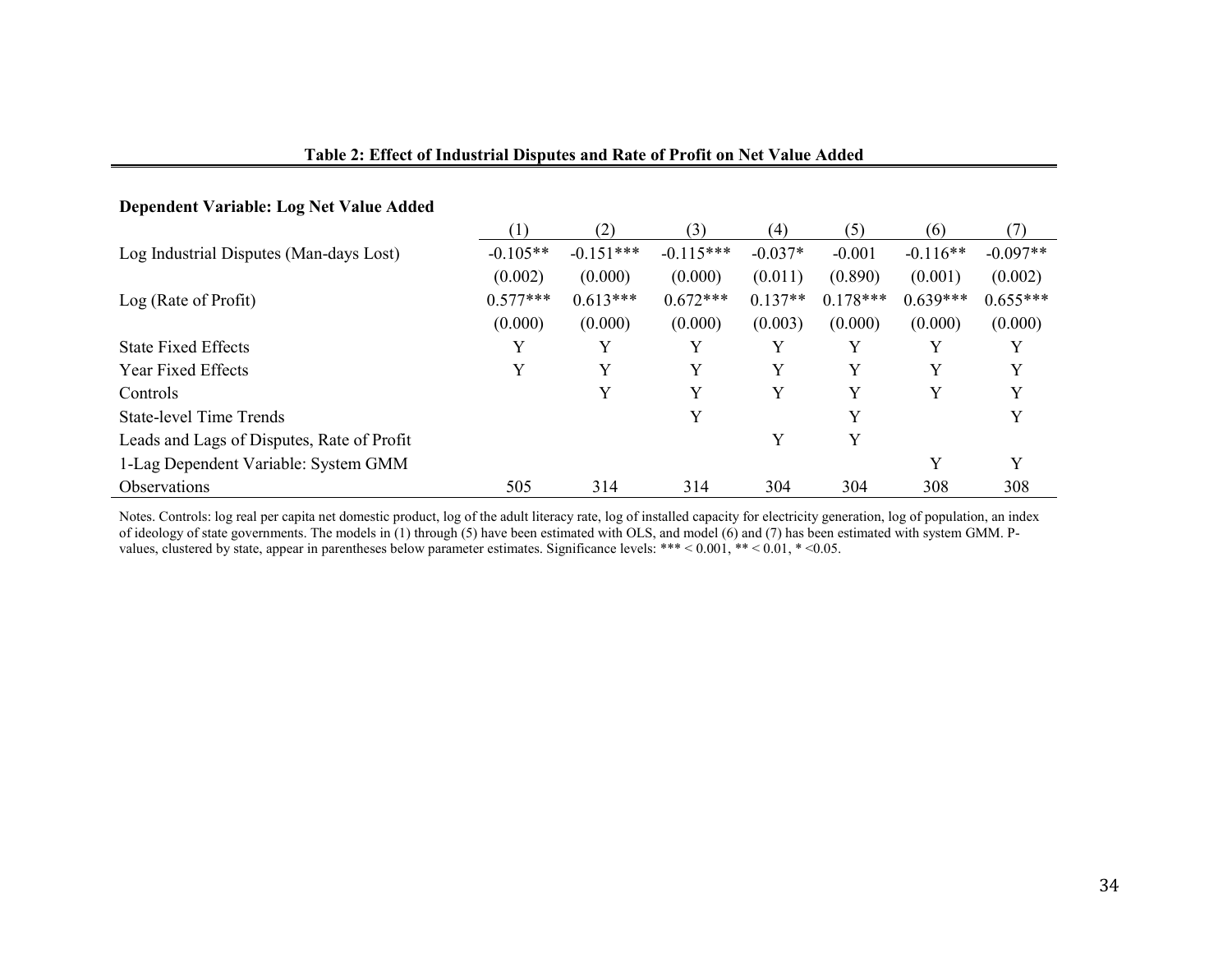**Table 2: Effect of Industrial Disputes and Rate of Profit on Net Value Added**

**Dependent Variable: Log Net Value Added**

| | (1) | (2) | (3) | (4) | (5) | (6) | (7) |
|---|---|---|---|---|---|---|---|
| Log Industrial Disputes (Man-days Lost) | -0.105** | -0.151*** | -0.115*** | -0.037* | -0.001 | -0.116** | -0.097** |
| | (0.002) | (0.000) | (0.000) | (0.011) | (0.890) | (0.001) | (0.002) |
| Log (Rate of Profit) | 0.577*** | 0.613*** | 0.672*** | 0.137** | 0.178*** | 0.639*** | 0.655*** |
| | (0.000) | (0.000) | (0.000) | (0.003) | (0.000) | (0.000) | (0.000) |
| State Fixed Effects | Y | Y | Y | Y | Y | Y | Y |
| Year Fixed Effects | Y | Y | Y | Y | Y | Y | Y |
| Controls | | Y | Y | Y | Y | Y | Y |
| State-level Time Trends | | | Y | | Y | | Y |
| Leads and Lags of Disputes, Rate of Profit | | | | Y | Y | | |
| 1-Lag Dependent Variable: System GMM | | | | | | Y | Y |
| Observations | 505 | 314 | 314 | 304 | 304 | 308 | 308 |

Notes. Controls: log real per capita net domestic product, log of the adult literacy rate, log of installed capacity for electricity generation, log of population, an index of ideology of state governments. The models in (1) through (5) have been estimated with OLS, and model (6) and (7) has been estimated with system GMM. P-values, clustered by state, appear in parentheses below parameter estimates. Significance levels: *** < 0.001, ** < 0.01, * <0.05.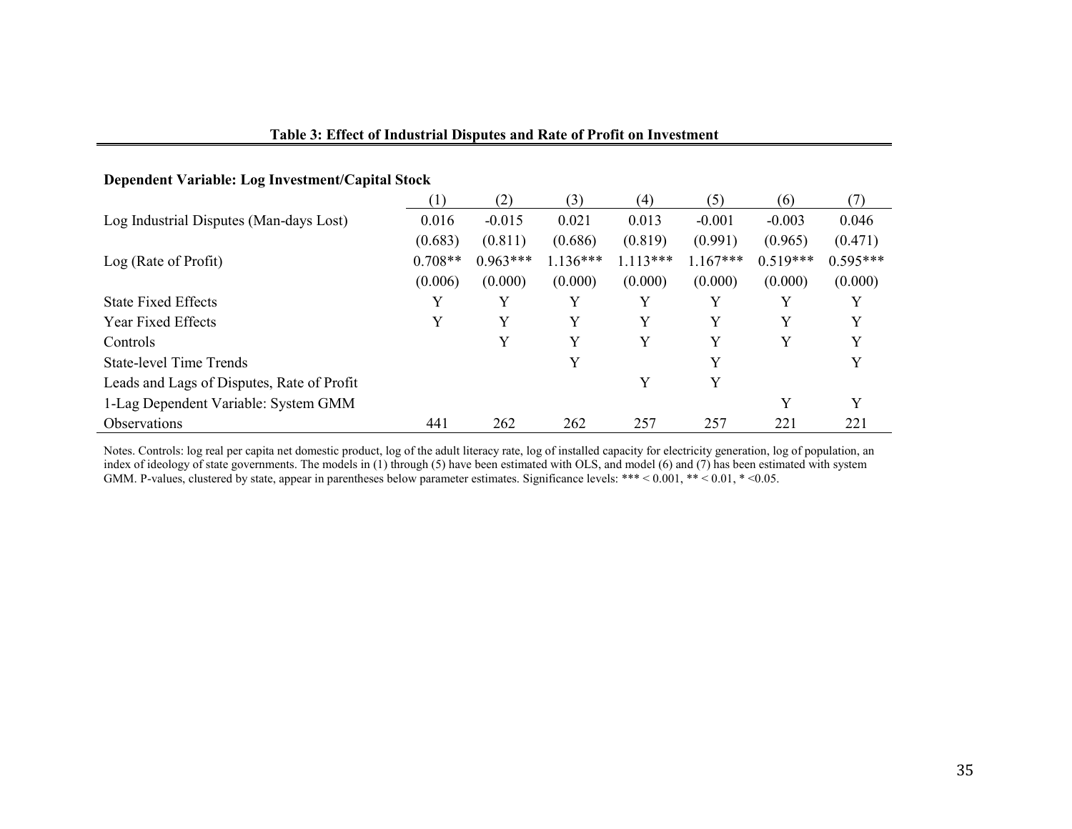**Table 3: Effect of Industrial Disputes and Rate of Profit on Investment**

**Dependent Variable: Log Investment/Capital Stock**

| | (1) | (2) | (3) | (4) | (5) | (6) | (7) |
|---|---|---|---|---|---|---|---|
| Log Industrial Disputes (Man-days Lost) | 0.016 | -0.015 | 0.021 | 0.013 | -0.001 | -0.003 | 0.046 |
| | (0.683) | (0.811) | (0.686) | (0.819) | (0.991) | (0.965) | (0.471) |
| Log (Rate of Profit) | 0.708** | 0.963*** | 1.136*** | 1.113*** | 1.167*** | 0.519*** | 0.595*** |
| | (0.006) | (0.000) | (0.000) | (0.000) | (0.000) | (0.000) | (0.000) |
| State Fixed Effects | Y | Y | Y | Y | Y | Y | Y |
| Year Fixed Effects | Y | Y | Y | Y | Y | Y | Y |
| Controls | | Y | Y | Y | Y | Y | Y |
| State-level Time Trends | | | Y | | Y | | Y |
| Leads and Lags of Disputes, Rate of Profit | | | | Y | Y | | |
| 1-Lag Dependent Variable: System GMM | | | | | | Y | Y |
| Observations | 441 | 262 | 262 | 257 | 257 | 221 | 221 |

Notes. Controls: log real per capita net domestic product, log of the adult literacy rate, log of installed capacity for electricity generation, log of population, an index of ideology of state governments. The models in (1) through (5) have been estimated with OLS, and model (6) and (7) has been estimated with system GMM. P-values, clustered by state, appear in parentheses below parameter estimates. Significance levels: *** < 0.001, ** < 0.01, * <0.05.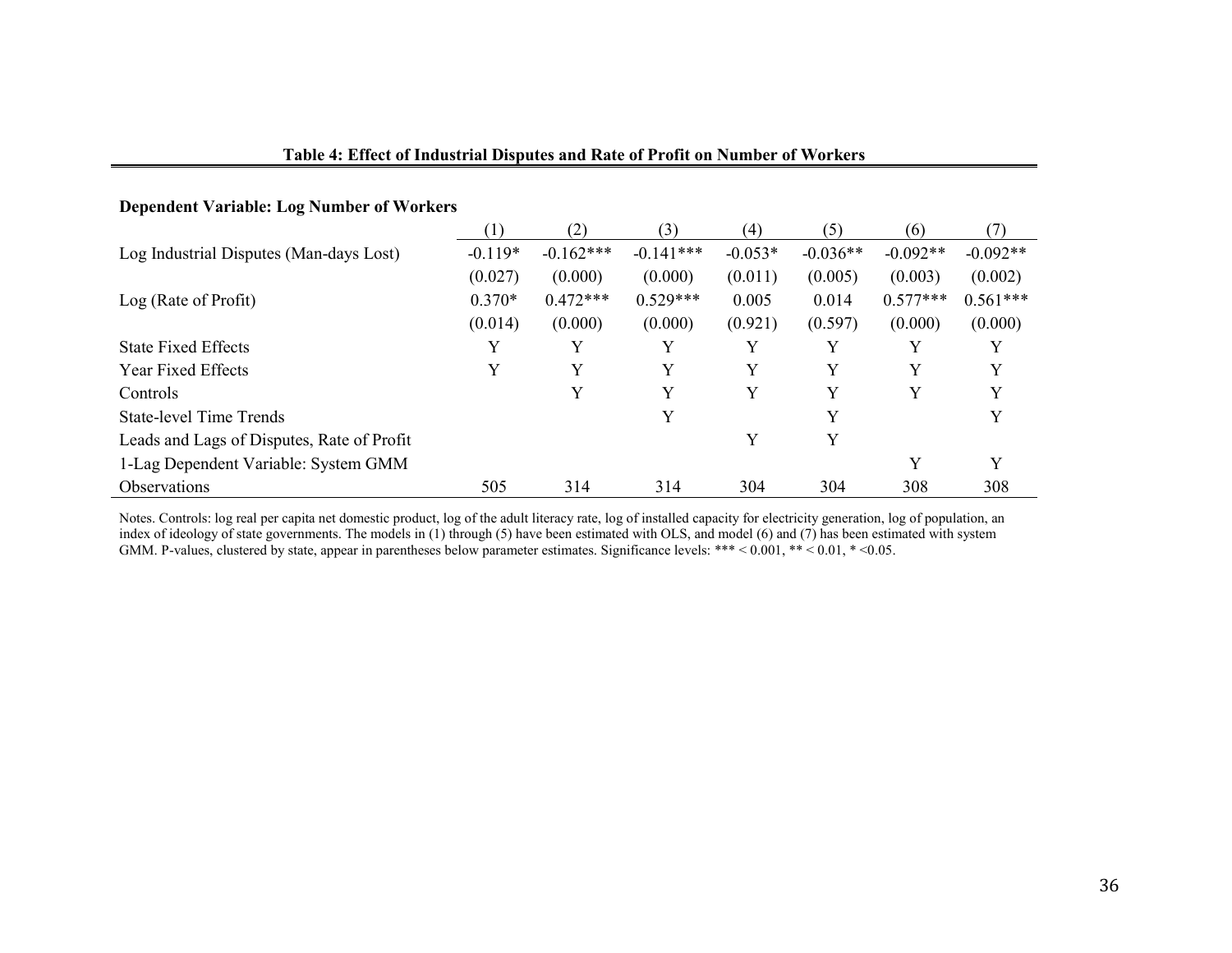**Table 4: Effect of Industrial Disputes and Rate of Profit on Number of Workers**

**Dependent Variable: Log Number of Workers**

| | (1) | (2) | (3) | (4) | (5) | (6) | (7) |
|---|---|---|---|---|---|---|---|
| Log Industrial Disputes (Man-days Lost) | -0.119* | -0.162*** | -0.141*** | -0.053* | -0.036** | -0.092** | -0.092** |
| | (0.027) | (0.000) | (0.000) | (0.011) | (0.005) | (0.003) | (0.002) |
| Log (Rate of Profit) | 0.370* | 0.472*** | 0.529*** | 0.005 | 0.014 | 0.577*** | 0.561*** |
| | (0.014) | (0.000) | (0.000) | (0.921) | (0.597) | (0.000) | (0.000) |
| State Fixed Effects | Y | Y | Y | Y | Y | Y | Y |
| Year Fixed Effects | Y | Y | Y | Y | Y | Y | Y |
| Controls | | Y | Y | Y | Y | Y | Y |
| State-level Time Trends | | | Y | | Y | | Y |
| Leads and Lags of Disputes, Rate of Profit | | | | Y | Y | | |
| 1-Lag Dependent Variable: System GMM | | | | | | Y | Y |
| Observations | 505 | 314 | 314 | 304 | 304 | 308 | 308 |

Notes. Controls: log real per capita net domestic product, log of the adult literacy rate, log of installed capacity for electricity generation, log of population, an index of ideology of state governments. The models in (1) through (5) have been estimated with OLS, and model (6) and (7) has been estimated with system GMM. P-values, clustered by state, appear in parentheses below parameter estimates. Significance levels: *** < 0.001, ** < 0.01, * <0.05.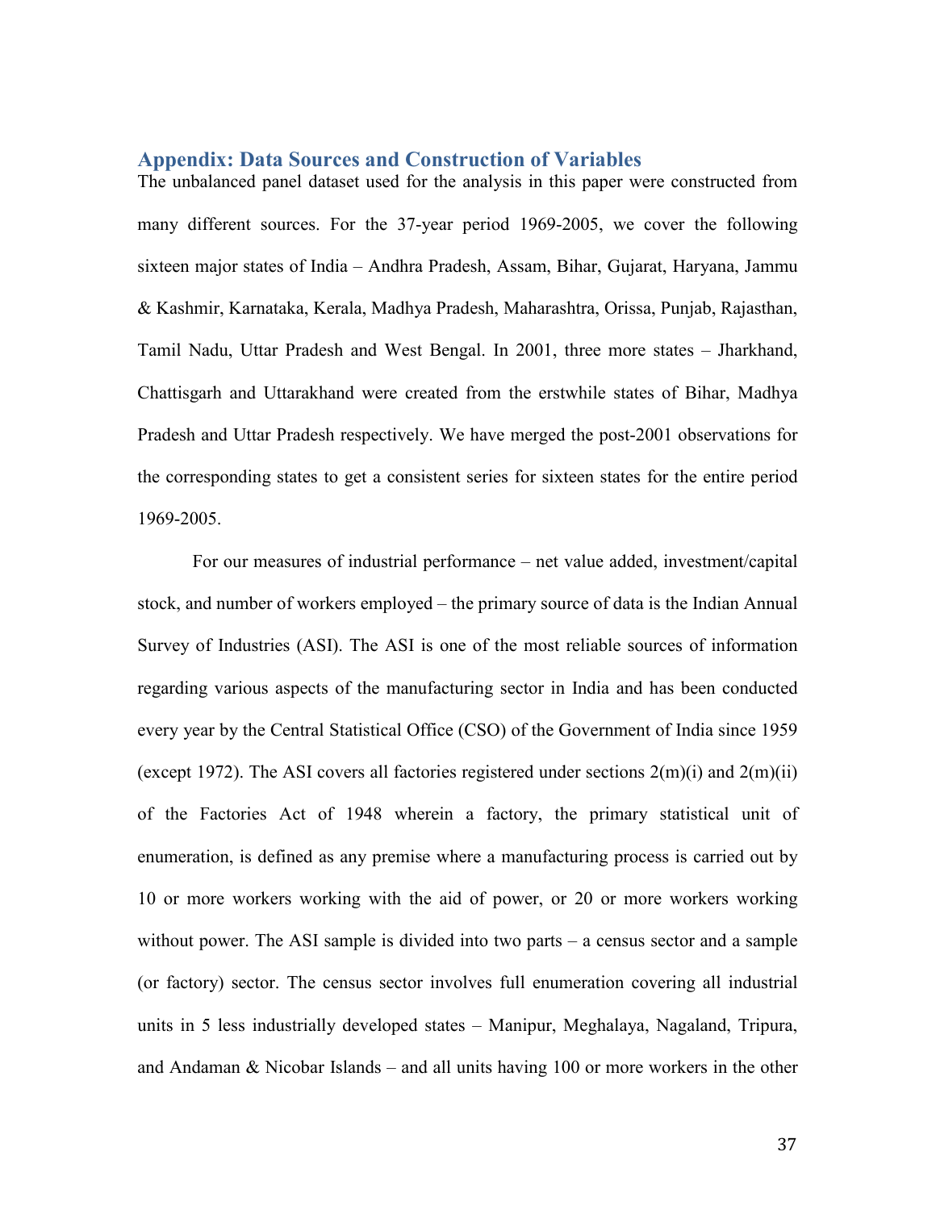## Appendix: Data Sources and Construction of Variables

The unbalanced panel dataset used for the analysis in this paper were constructed from many different sources. For the 37-year period 1969-2005, we cover the following sixteen major states of India – Andhra Pradesh, Assam, Bihar, Gujarat, Haryana, Jammu & Kashmir, Karnataka, Kerala, Madhya Pradesh, Maharashtra, Orissa, Punjab, Rajasthan, Tamil Nadu, Uttar Pradesh and West Bengal. In 2001, three more states – Jharkhand, Chattisgarh and Uttarakhand were created from the erstwhile states of Bihar, Madhya Pradesh and Uttar Pradesh respectively. We have merged the post-2001 observations for the corresponding states to get a consistent series for sixteen states for the entire period 1969-2005.

For our measures of industrial performance – net value added, investment/capital stock, and number of workers employed – the primary source of data is the Indian Annual Survey of Industries (ASI). The ASI is one of the most reliable sources of information regarding various aspects of the manufacturing sector in India and has been conducted every year by the Central Statistical Office (CSO) of the Government of India since 1959 (except 1972). The ASI covers all factories registered under sections 2(m)(i) and 2(m)(ii) of the Factories Act of 1948 wherein a factory, the primary statistical unit of enumeration, is defined as any premise where a manufacturing process is carried out by 10 or more workers working with the aid of power, or 20 or more workers working without power. The ASI sample is divided into two parts – a census sector and a sample (or factory) sector. The census sector involves full enumeration covering all industrial units in 5 less industrially developed states – Manipur, Meghalaya, Nagaland, Tripura, and Andaman & Nicobar Islands – and all units having 100 or more workers in the other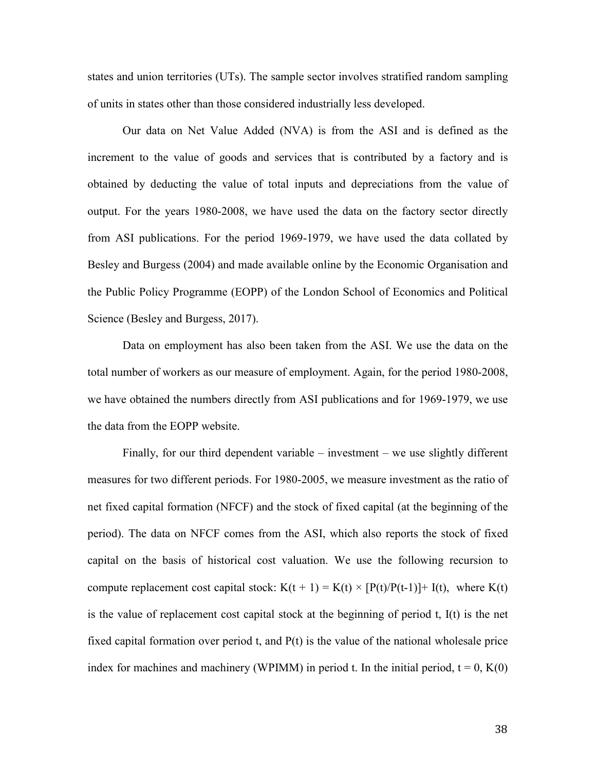states and union territories (UTs). The sample sector involves stratified random sampling of units in states other than those considered industrially less developed.

Our data on Net Value Added (NVA) is from the ASI and is defined as the increment to the value of goods and services that is contributed by a factory and is obtained by deducting the value of total inputs and depreciations from the value of output. For the years 1980-2008, we have used the data on the factory sector directly from ASI publications. For the period 1969-1979, we have used the data collated by Besley and Burgess (2004) and made available online by the Economic Organisation and the Public Policy Programme (EOPP) of the London School of Economics and Political Science (Besley and Burgess, 2017).

Data on employment has also been taken from the ASI. We use the data on the total number of workers as our measure of employment. Again, for the period 1980-2008, we have obtained the numbers directly from ASI publications and for 1969-1979, we use the data from the EOPP website.

Finally, for our third dependent variable – investment – we use slightly different measures for two different periods. For 1980-2005, we measure investment as the ratio of net fixed capital formation (NFCF) and the stock of fixed capital (at the beginning of the period). The data on NFCF comes from the ASI, which also reports the stock of fixed capital on the basis of historical cost valuation. We use the following recursion to compute replacement cost capital stock: $K(t + 1) = K(t) \times [P(t)/P(t-1)] + I(t)$, where $K(t)$ is the value of replacement cost capital stock at the beginning of period t, $I(t)$ is the net fixed capital formation over period t, and $P(t)$ is the value of the national wholesale price index for machines and machinery (WPIMM) in period t. In the initial period, $t = 0$, $K(0)$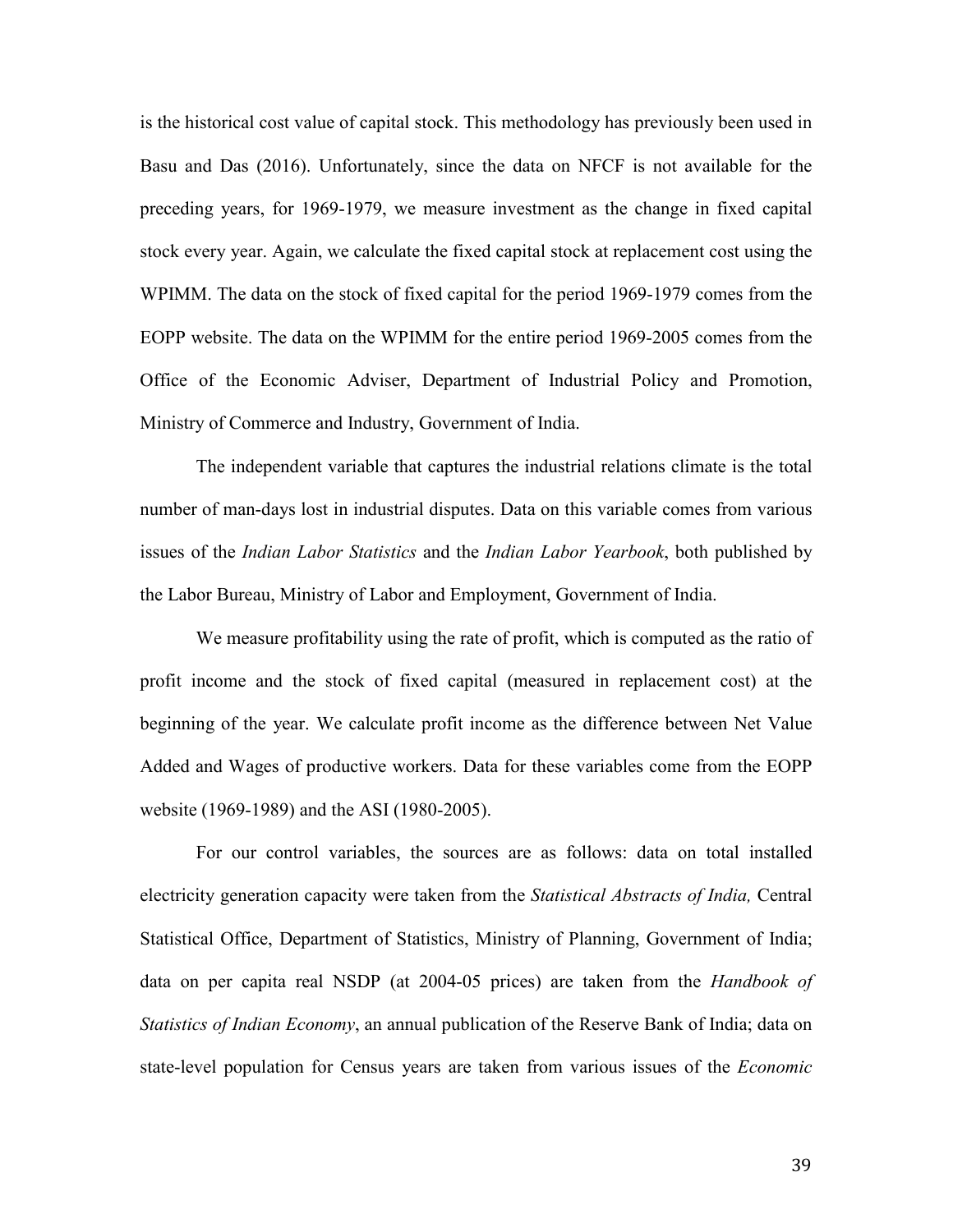is the historical cost value of capital stock. This methodology has previously been used in Basu and Das (2016). Unfortunately, since the data on NFCF is not available for the preceding years, for 1969-1979, we measure investment as the change in fixed capital stock every year. Again, we calculate the fixed capital stock at replacement cost using the WPIMM. The data on the stock of fixed capital for the period 1969-1979 comes from the EOPP website. The data on the WPIMM for the entire period 1969-2005 comes from the Office of the Economic Adviser, Department of Industrial Policy and Promotion, Ministry of Commerce and Industry, Government of India.

The independent variable that captures the industrial relations climate is the total number of man-days lost in industrial disputes. Data on this variable comes from various issues of the *Indian Labor Statistics* and the *Indian Labor Yearbook*, both published by the Labor Bureau, Ministry of Labor and Employment, Government of India.

We measure profitability using the rate of profit, which is computed as the ratio of profit income and the stock of fixed capital (measured in replacement cost) at the beginning of the year. We calculate profit income as the difference between Net Value Added and Wages of productive workers. Data for these variables come from the EOPP website (1969-1989) and the ASI (1980-2005).

For our control variables, the sources are as follows: data on total installed electricity generation capacity were taken from the *Statistical Abstracts of India,* Central Statistical Office, Department of Statistics, Ministry of Planning, Government of India; data on per capita real NSDP (at 2004-05 prices) are taken from the *Handbook of Statistics of Indian Economy*, an annual publication of the Reserve Bank of India; data on state-level population for Census years are taken from various issues of the *Economic*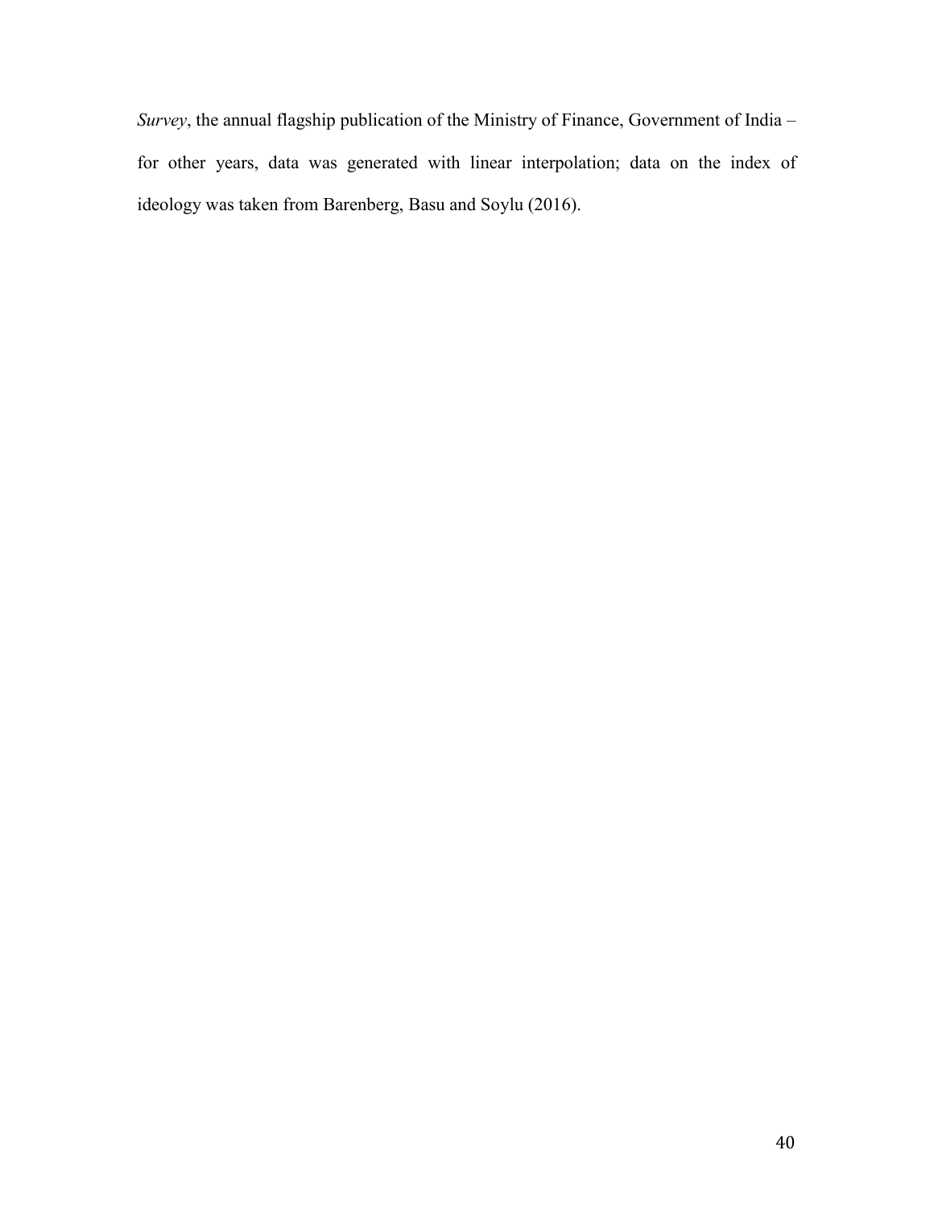*Survey*, the annual flagship publication of the Ministry of Finance, Government of India – for other years, data was generated with linear interpolation; data on the index of ideology was taken from Barenberg, Basu and Soylu (2016).